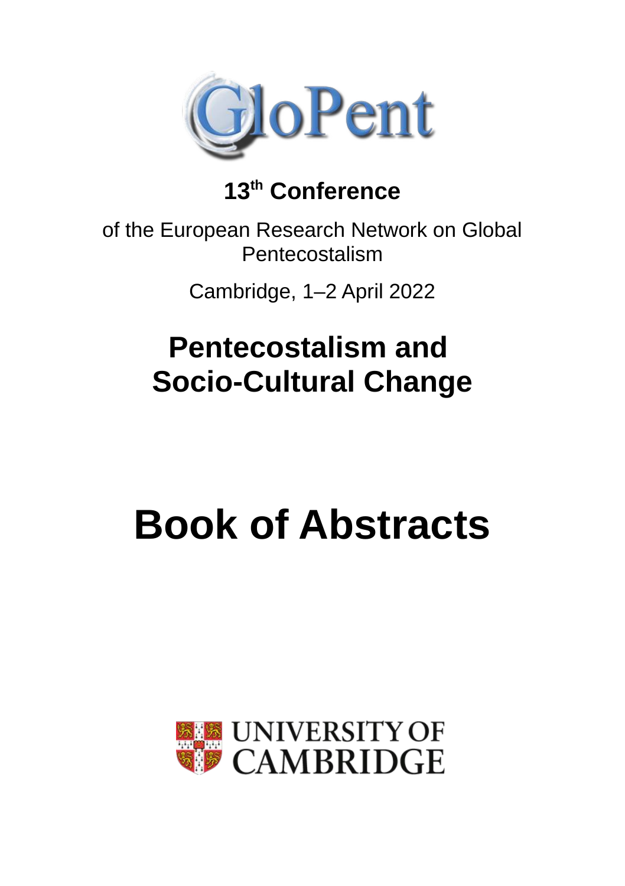GloPent

## 13th Conference

of the European Research Network on Global Pentecostalism

Cambridge, 1–2 April 2022

# Pentecostalism and Socio-Cultural Change

# Book of Abstracts

UNIVERSITY OF CAMBRIDGE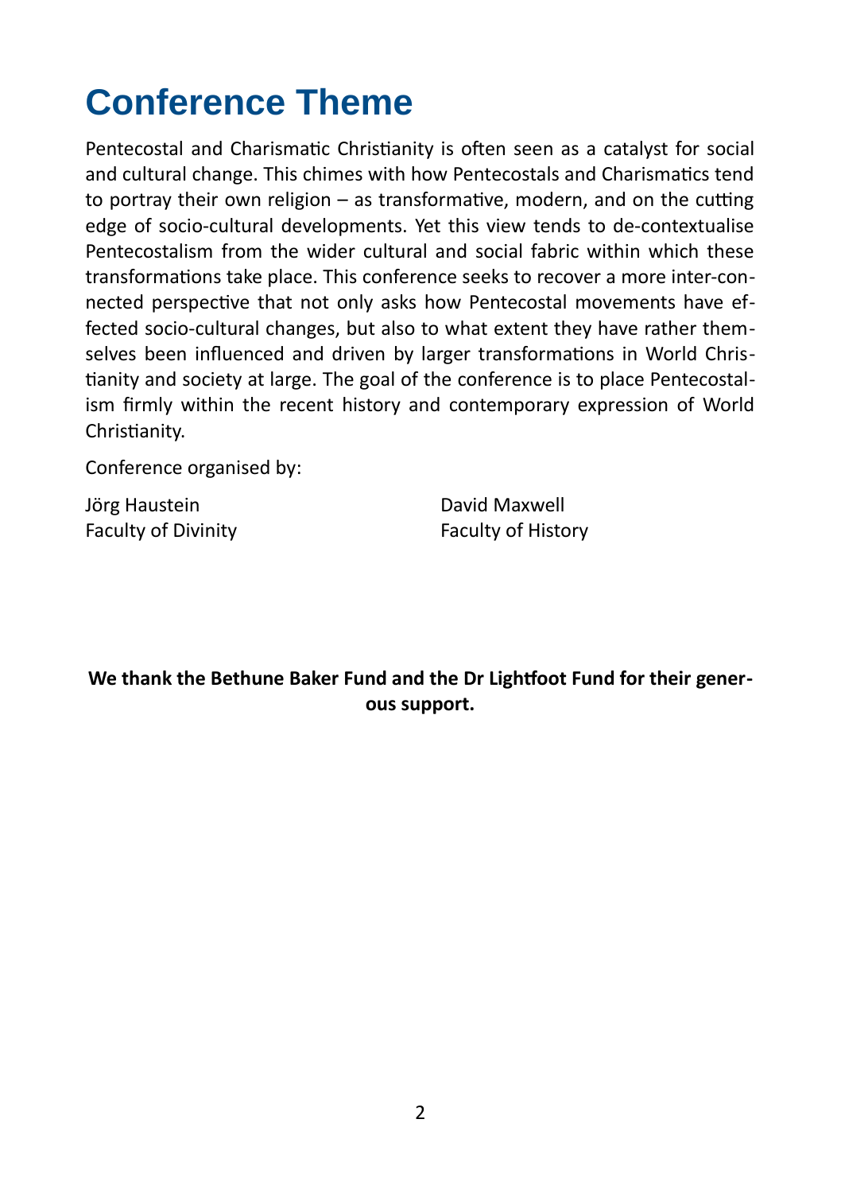# Conference Theme

Pentecostal and Charismatic Christianity is often seen as a catalyst for social and cultural change. This chimes with how Pentecostals and Charismatics tend to portray their own religion – as transformative, modern, and on the cutting edge of socio-cultural developments. Yet this view tends to de-contextualise Pentecostalism from the wider cultural and social fabric within which these transformations take place. This conference seeks to recover a more inter-connected perspective that not only asks how Pentecostal movements have effected socio-cultural changes, but also to what extent they have rather themselves been influenced and driven by larger transformations in World Christianity and society at large. The goal of the conference is to place Pentecostalism firmly within the recent history and contemporary expression of World Christianity.

Conference organised by:

Jörg Haustein
Faculty of Divinity

David Maxwell
Faculty of History

**We thank the Bethune Baker Fund and the Dr Lightfoot Fund for their generous support.**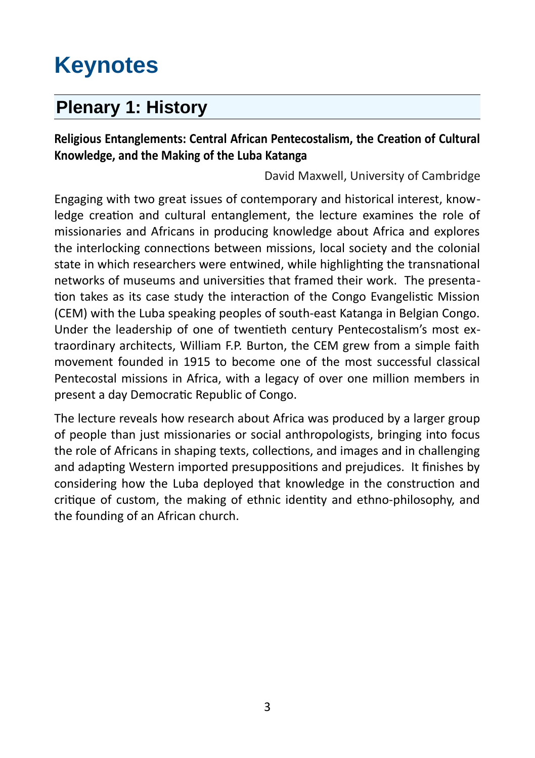# Keynotes

## Plenary 1: History

**Religious Entanglements: Central African Pentecostalism, the Creation of Cultural Knowledge, and the Making of the Luba Katanga**

David Maxwell, University of Cambridge

Engaging with two great issues of contemporary and historical interest, knowledge creation and cultural entanglement, the lecture examines the role of missionaries and Africans in producing knowledge about Africa and explores the interlocking connections between missions, local society and the colonial state in which researchers were entwined, while highlighting the transnational networks of museums and universities that framed their work. The presentation takes as its case study the interaction of the Congo Evangelistic Mission (CEM) with the Luba speaking peoples of south-east Katanga in Belgian Congo. Under the leadership of one of twentieth century Pentecostalism's most extraordinary architects, William F.P. Burton, the CEM grew from a simple faith movement founded in 1915 to become one of the most successful classical Pentecostal missions in Africa, with a legacy of over one million members in present a day Democratic Republic of Congo.

The lecture reveals how research about Africa was produced by a larger group of people than just missionaries or social anthropologists, bringing into focus the role of Africans in shaping texts, collections, and images and in challenging and adapting Western imported presuppositions and prejudices. It finishes by considering how the Luba deployed that knowledge in the construction and critique of custom, the making of ethnic identity and ethno-philosophy, and the founding of an African church.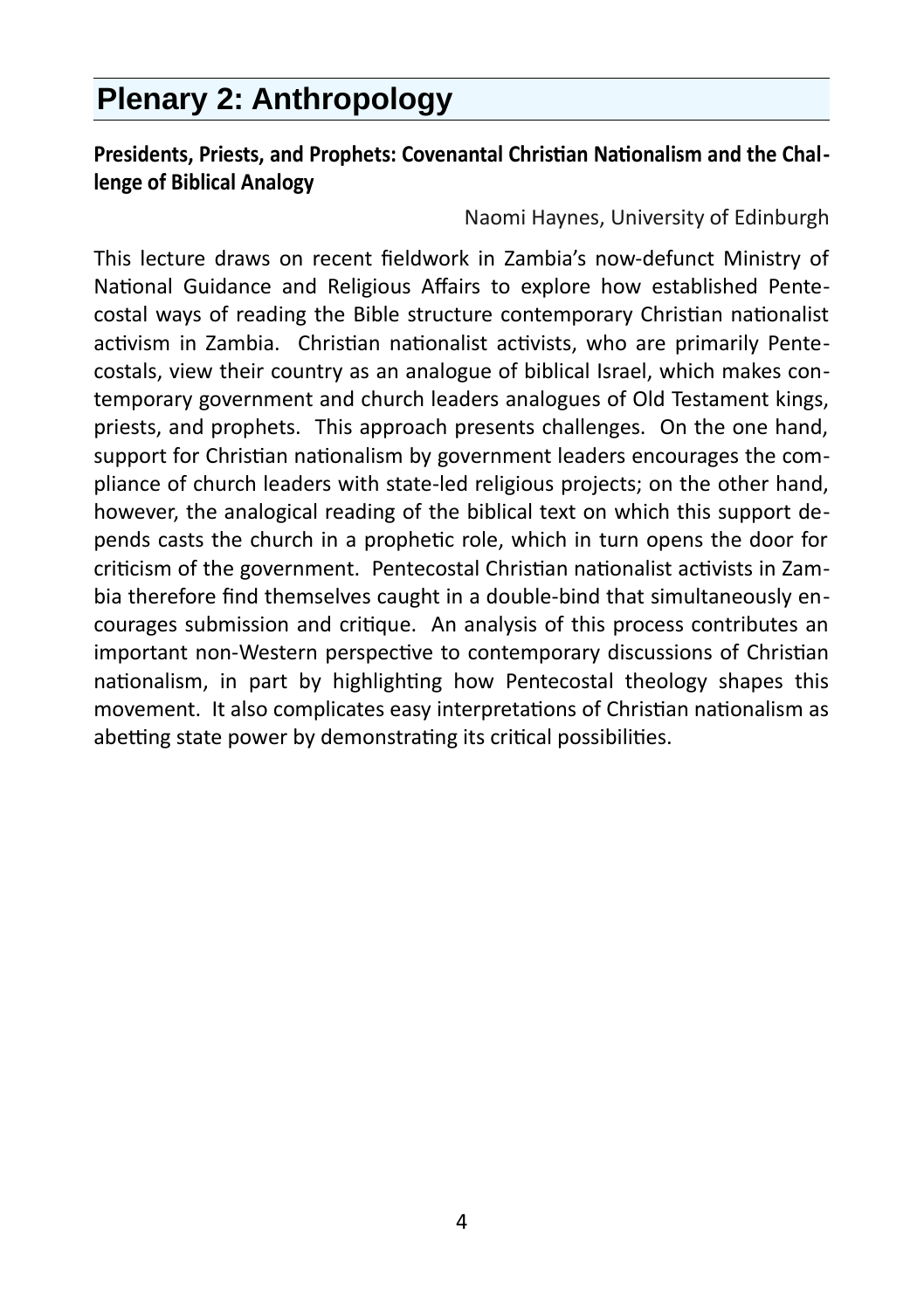# Plenary 2: Anthropology

### Presidents, Priests, and Prophets: Covenantal Christian Nationalism and the Challenge of Biblical Analogy

Naomi Haynes, University of Edinburgh

This lecture draws on recent fieldwork in Zambia's now-defunct Ministry of National Guidance and Religious Affairs to explore how established Pentecostal ways of reading the Bible structure contemporary Christian nationalist activism in Zambia. Christian nationalist activists, who are primarily Pentecostals, view their country as an analogue of biblical Israel, which makes contemporary government and church leaders analogues of Old Testament kings, priests, and prophets. This approach presents challenges. On the one hand, support for Christian nationalism by government leaders encourages the compliance of church leaders with state-led religious projects; on the other hand, however, the analogical reading of the biblical text on which this support depends casts the church in a prophetic role, which in turn opens the door for criticism of the government. Pentecostal Christian nationalist activists in Zambia therefore find themselves caught in a double-bind that simultaneously encourages submission and critique. An analysis of this process contributes an important non-Western perspective to contemporary discussions of Christian nationalism, in part by highlighting how Pentecostal theology shapes this movement. It also complicates easy interpretations of Christian nationalism as abetting state power by demonstrating its critical possibilities.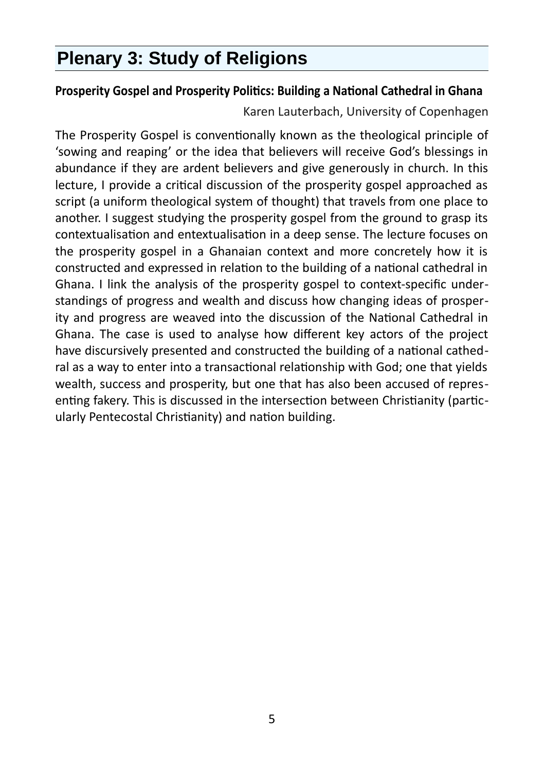# Plenary 3: Study of Religions

**Prosperity Gospel and Prosperity Politics: Building a National Cathedral in Ghana**

Karen Lauterbach, University of Copenhagen

The Prosperity Gospel is conventionally known as the theological principle of 'sowing and reaping' or the idea that believers will receive God's blessings in abundance if they are ardent believers and give generously in church. In this lecture, I provide a critical discussion of the prosperity gospel approached as script (a uniform theological system of thought) that travels from one place to another. I suggest studying the prosperity gospel from the ground to grasp its contextualisation and entextualisation in a deep sense. The lecture focuses on the prosperity gospel in a Ghanaian context and more concretely how it is constructed and expressed in relation to the building of a national cathedral in Ghana. I link the analysis of the prosperity gospel to context-specific understandings of progress and wealth and discuss how changing ideas of prosperity and progress are weaved into the discussion of the National Cathedral in Ghana. The case is used to analyse how different key actors of the project have discursively presented and constructed the building of a national cathedral as a way to enter into a transactional relationship with God; one that yields wealth, success and prosperity, but one that has also been accused of representing fakery. This is discussed in the intersection between Christianity (particularly Pentecostal Christianity) and nation building.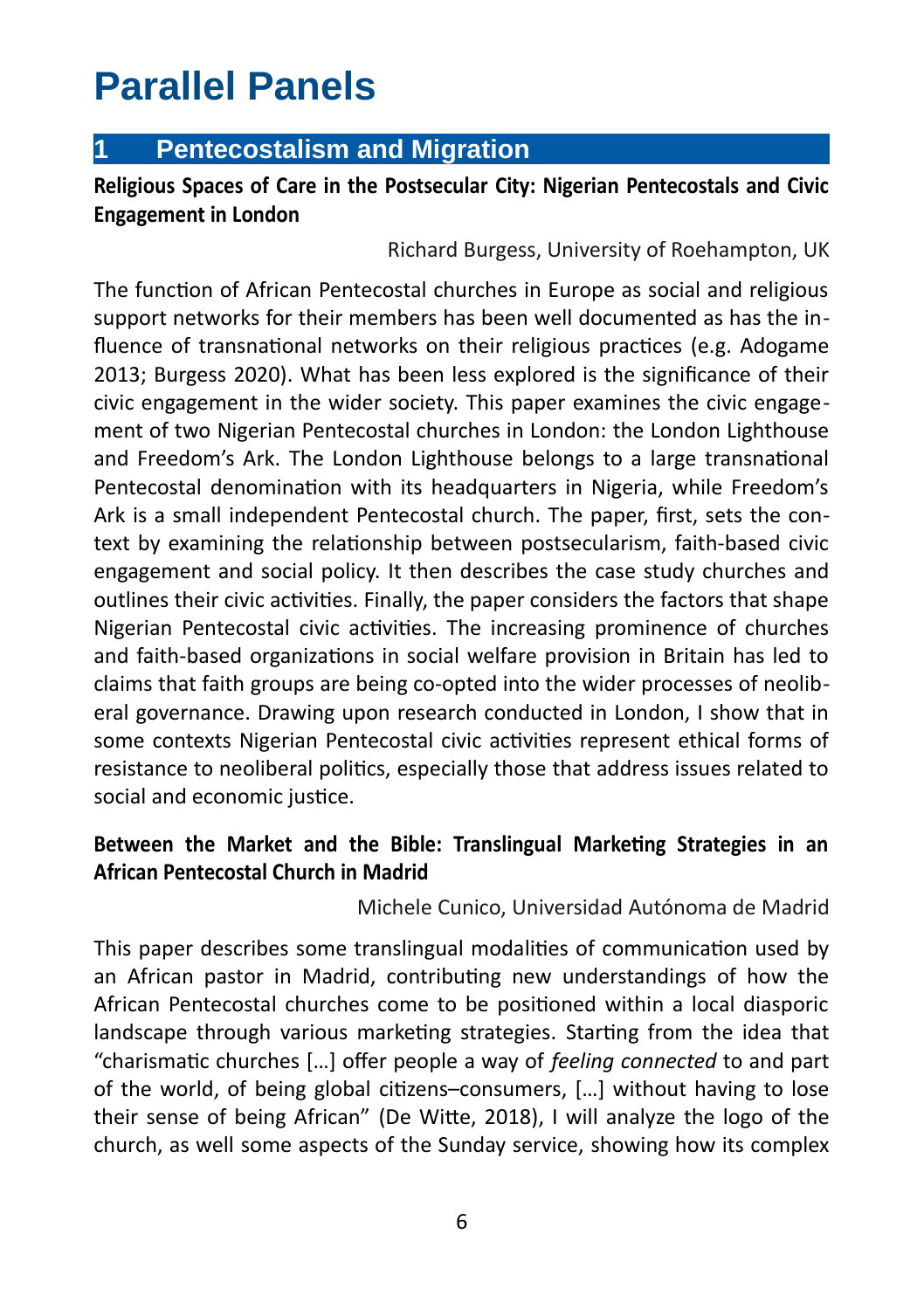# Parallel Panels

## 1 Pentecostalism and Migration

**Religious Spaces of Care in the Postsecular City: Nigerian Pentecostals and Civic Engagement in London**

Richard Burgess, University of Roehampton, UK

The function of African Pentecostal churches in Europe as social and religious support networks for their members has been well documented as has the influence of transnational networks on their religious practices (e.g. Adogame 2013; Burgess 2020). What has been less explored is the significance of their civic engagement in the wider society. This paper examines the civic engagement of two Nigerian Pentecostal churches in London: the London Lighthouse and Freedom's Ark. The London Lighthouse belongs to a large transnational Pentecostal denomination with its headquarters in Nigeria, while Freedom's Ark is a small independent Pentecostal church. The paper, first, sets the context by examining the relationship between postsecularism, faith-based civic engagement and social policy. It then describes the case study churches and outlines their civic activities. Finally, the paper considers the factors that shape Nigerian Pentecostal civic activities. The increasing prominence of churches and faith-based organizations in social welfare provision in Britain has led to claims that faith groups are being co-opted into the wider processes of neoliberal governance. Drawing upon research conducted in London, I show that in some contexts Nigerian Pentecostal civic activities represent ethical forms of resistance to neoliberal politics, especially those that address issues related to social and economic justice.

**Between the Market and the Bible: Translingual Marketing Strategies in an African Pentecostal Church in Madrid**

Michele Cunico, Universidad Autónoma de Madrid

This paper describes some translingual modalities of communication used by an African pastor in Madrid, contributing new understandings of how the African Pentecostal churches come to be positioned within a local diasporic landscape through various marketing strategies. Starting from the idea that "charismatic churches […] offer people a way of *feeling connected* to and part of the world, of being global citizens–consumers, […] without having to lose their sense of being African" (De Witte, 2018), I will analyze the logo of the church, as well some aspects of the Sunday service, showing how its complex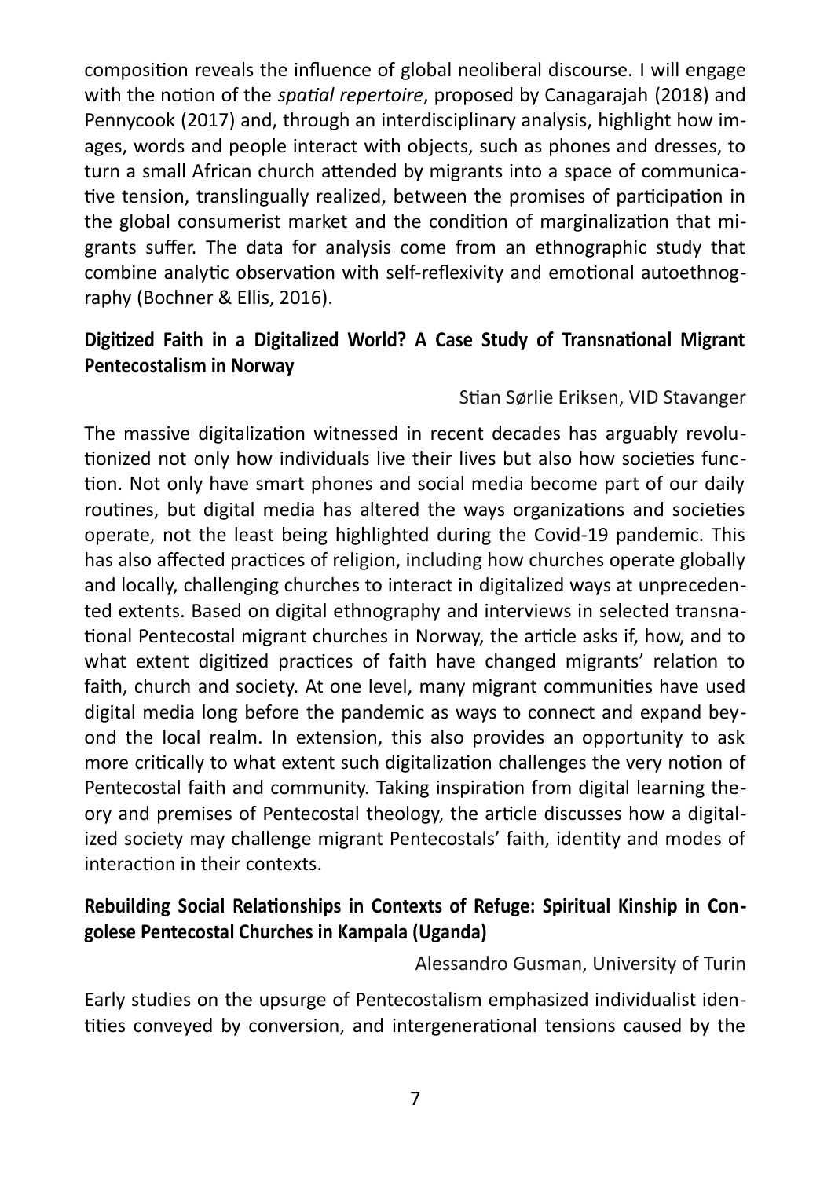composition reveals the influence of global neoliberal discourse. I will engage with the notion of the *spatial repertoire*, proposed by Canagarajah (2018) and Pennycook (2017) and, through an interdisciplinary analysis, highlight how images, words and people interact with objects, such as phones and dresses, to turn a small African church attended by migrants into a space of communicative tension, translingually realized, between the promises of participation in the global consumerist market and the condition of marginalization that migrants suffer. The data for analysis come from an ethnographic study that combine analytic observation with self-reflexivity and emotional autoethnography (Bochner & Ellis, 2016).

### Digitized Faith in a Digitalized World? A Case Study of Transnational Migrant Pentecostalism in Norway

Stian Sørlie Eriksen, VID Stavanger

The massive digitalization witnessed in recent decades has arguably revolutionized not only how individuals live their lives but also how societies function. Not only have smart phones and social media become part of our daily routines, but digital media has altered the ways organizations and societies operate, not the least being highlighted during the Covid-19 pandemic. This has also affected practices of religion, including how churches operate globally and locally, challenging churches to interact in digitalized ways at unprecedented extents. Based on digital ethnography and interviews in selected transnational Pentecostal migrant churches in Norway, the article asks if, how, and to what extent digitized practices of faith have changed migrants' relation to faith, church and society. At one level, many migrant communities have used digital media long before the pandemic as ways to connect and expand beyond the local realm. In extension, this also provides an opportunity to ask more critically to what extent such digitalization challenges the very notion of Pentecostal faith and community. Taking inspiration from digital learning theory and premises of Pentecostal theology, the article discusses how a digitalized society may challenge migrant Pentecostals' faith, identity and modes of interaction in their contexts.

### Rebuilding Social Relationships in Contexts of Refuge: Spiritual Kinship in Congolese Pentecostal Churches in Kampala (Uganda)

Alessandro Gusman, University of Turin

Early studies on the upsurge of Pentecostalism emphasized individualist identities conveyed by conversion, and intergenerational tensions caused by the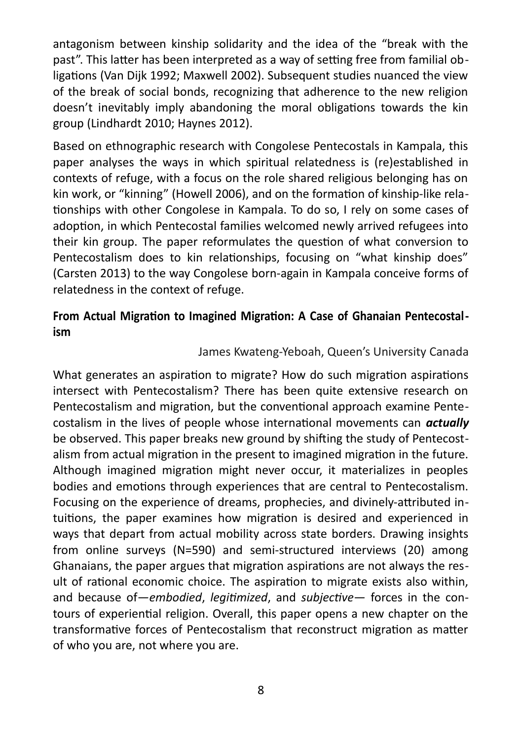antagonism between kinship solidarity and the idea of the "break with the past". This latter has been interpreted as a way of setting free from familial obligations (Van Dijk 1992; Maxwell 2002). Subsequent studies nuanced the view of the break of social bonds, recognizing that adherence to the new religion doesn't inevitably imply abandoning the moral obligations towards the kin group (Lindhardt 2010; Haynes 2012).

Based on ethnographic research with Congolese Pentecostals in Kampala, this paper analyses the ways in which spiritual relatedness is (re)established in contexts of refuge, with a focus on the role shared religious belonging has on kin work, or "kinning" (Howell 2006), and on the formation of kinship-like relationships with other Congolese in Kampala. To do so, I rely on some cases of adoption, in which Pentecostal families welcomed newly arrived refugees into their kin group. The paper reformulates the question of what conversion to Pentecostalism does to kin relationships, focusing on "what kinship does" (Carsten 2013) to the way Congolese born-again in Kampala conceive forms of relatedness in the context of refuge.

### From Actual Migration to Imagined Migration: A Case of Ghanaian Pentecostalism

James Kwateng-Yeboah, Queen's University Canada

What generates an aspiration to migrate? How do such migration aspirations intersect with Pentecostalism? There has been quite extensive research on Pentecostalism and migration, but the conventional approach examine Pentecostalism in the lives of people whose international movements can ***actually*** be observed. This paper breaks new ground by shifting the study of Pentecostalism from actual migration in the present to imagined migration in the future. Although imagined migration might never occur, it materializes in peoples bodies and emotions through experiences that are central to Pentecostalism. Focusing on the experience of dreams, prophecies, and divinely-attributed intuitions, the paper examines how migration is desired and experienced in ways that depart from actual mobility across state borders. Drawing insights from online surveys (N=590) and semi-structured interviews (20) among Ghanaians, the paper argues that migration aspirations are not always the result of rational economic choice. The aspiration to migrate exists also within, and because of—*embodied*, *legitimized*, and *subjective*— forces in the contours of experiential religion. Overall, this paper opens a new chapter on the transformative forces of Pentecostalism that reconstruct migration as matter of who you are, not where you are.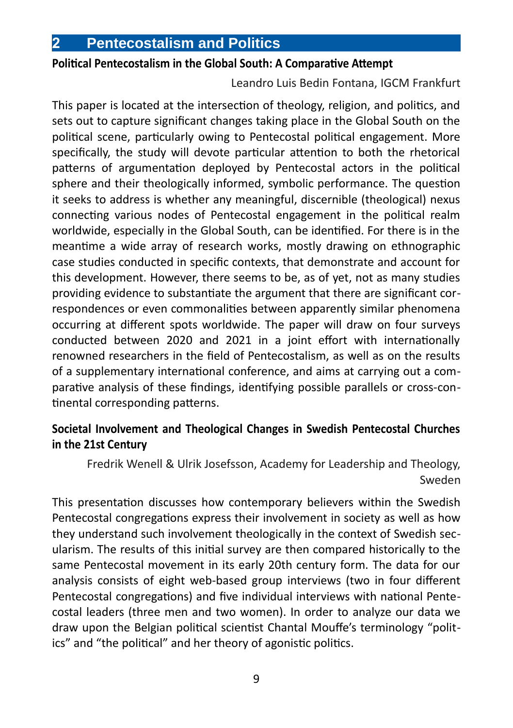## 2 Pentecostalism and Politics

### Political Pentecostalism in the Global South: A Comparative Attempt

Leandro Luis Bedin Fontana, IGCM Frankfurt

This paper is located at the intersection of theology, religion, and politics, and sets out to capture significant changes taking place in the Global South on the political scene, particularly owing to Pentecostal political engagement. More specifically, the study will devote particular attention to both the rhetorical patterns of argumentation deployed by Pentecostal actors in the political sphere and their theologically informed, symbolic performance. The question it seeks to address is whether any meaningful, discernible (theological) nexus connecting various nodes of Pentecostal engagement in the political realm worldwide, especially in the Global South, can be identified. For there is in the meantime a wide array of research works, mostly drawing on ethnographic case studies conducted in specific contexts, that demonstrate and account for this development. However, there seems to be, as of yet, not as many studies providing evidence to substantiate the argument that there are significant correspondences or even commonalities between apparently similar phenomena occurring at different spots worldwide. The paper will draw on four surveys conducted between 2020 and 2021 in a joint effort with internationally renowned researchers in the field of Pentecostalism, as well as on the results of a supplementary international conference, and aims at carrying out a comparative analysis of these findings, identifying possible parallels or cross-continental corresponding patterns.

### Societal Involvement and Theological Changes in Swedish Pentecostal Churches in the 21st Century

Fredrik Wenell & Ulrik Josefsson, Academy for Leadership and Theology, Sweden

This presentation discusses how contemporary believers within the Swedish Pentecostal congregations express their involvement in society as well as how they understand such involvement theologically in the context of Swedish secularism. The results of this initial survey are then compared historically to the same Pentecostal movement in its early 20th century form. The data for our analysis consists of eight web-based group interviews (two in four different Pentecostal congregations) and five individual interviews with national Pentecostal leaders (three men and two women). In order to analyze our data we draw upon the Belgian political scientist Chantal Mouffe's terminology "politics" and "the political" and her theory of agonistic politics.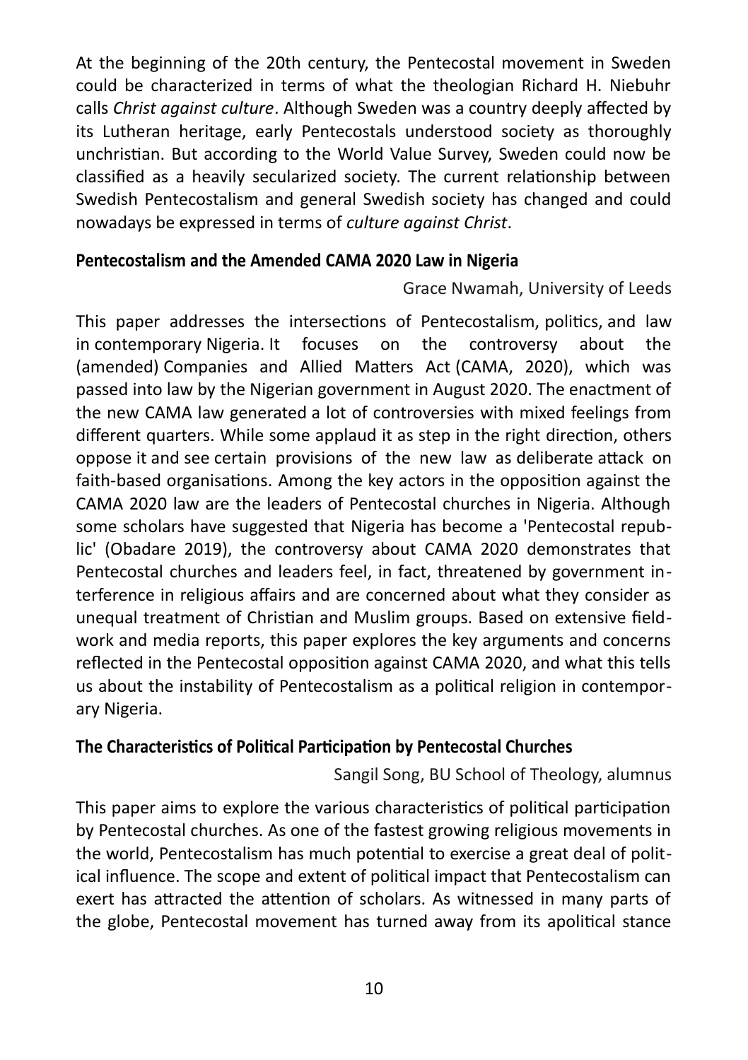At the beginning of the 20th century, the Pentecostal movement in Sweden could be characterized in terms of what the theologian Richard H. Niebuhr calls *Christ against culture*. Although Sweden was a country deeply affected by its Lutheran heritage, early Pentecostals understood society as thoroughly unchristian. But according to the World Value Survey, Sweden could now be classified as a heavily secularized society. The current relationship between Swedish Pentecostalism and general Swedish society has changed and could nowadays be expressed in terms of *culture against Christ*.

### Pentecostalism and the Amended CAMA 2020 Law in Nigeria

Grace Nwamah, University of Leeds

This paper addresses the intersections of Pentecostalism, politics, and law in contemporary Nigeria. It focuses on the controversy about the (amended) Companies and Allied Matters Act (CAMA, 2020), which was passed into law by the Nigerian government in August 2020. The enactment of the new CAMA law generated a lot of controversies with mixed feelings from different quarters. While some applaud it as step in the right direction, others oppose it and see certain provisions of the new law as deliberate attack on faith-based organisations. Among the key actors in the opposition against the CAMA 2020 law are the leaders of Pentecostal churches in Nigeria. Although some scholars have suggested that Nigeria has become a 'Pentecostal republic' (Obadare 2019), the controversy about CAMA 2020 demonstrates that Pentecostal churches and leaders feel, in fact, threatened by government interference in religious affairs and are concerned about what they consider as unequal treatment of Christian and Muslim groups. Based on extensive fieldwork and media reports, this paper explores the key arguments and concerns reflected in the Pentecostal opposition against CAMA 2020, and what this tells us about the instability of Pentecostalism as a political religion in contemporary Nigeria.

### The Characteristics of Political Participation by Pentecostal Churches

Sangil Song, BU School of Theology, alumnus

This paper aims to explore the various characteristics of political participation by Pentecostal churches. As one of the fastest growing religious movements in the world, Pentecostalism has much potential to exercise a great deal of political influence. The scope and extent of political impact that Pentecostalism can exert has attracted the attention of scholars. As witnessed in many parts of the globe, Pentecostal movement has turned away from its apolitical stance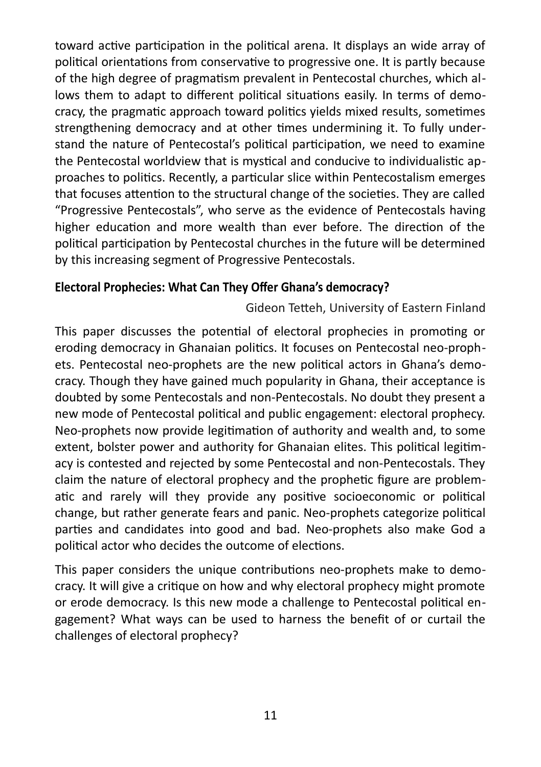toward active participation in the political arena. It displays an wide array of political orientations from conservative to progressive one. It is partly because of the high degree of pragmatism prevalent in Pentecostal churches, which allows them to adapt to different political situations easily. In terms of democracy, the pragmatic approach toward politics yields mixed results, sometimes strengthening democracy and at other times undermining it. To fully understand the nature of Pentecostal's political participation, we need to examine the Pentecostal worldview that is mystical and conducive to individualistic approaches to politics. Recently, a particular slice within Pentecostalism emerges that focuses attention to the structural change of the societies. They are called "Progressive Pentecostals", who serve as the evidence of Pentecostals having higher education and more wealth than ever before. The direction of the political participation by Pentecostal churches in the future will be determined by this increasing segment of Progressive Pentecostals.

### Electoral Prophecies: What Can They Offer Ghana's democracy?

Gideon Tetteh, University of Eastern Finland

This paper discusses the potential of electoral prophecies in promoting or eroding democracy in Ghanaian politics. It focuses on Pentecostal neo-prophets. Pentecostal neo-prophets are the new political actors in Ghana's democracy. Though they have gained much popularity in Ghana, their acceptance is doubted by some Pentecostals and non-Pentecostals. No doubt they present a new mode of Pentecostal political and public engagement: electoral prophecy. Neo-prophets now provide legitimation of authority and wealth and, to some extent, bolster power and authority for Ghanaian elites. This political legitimacy is contested and rejected by some Pentecostal and non-Pentecostals. They claim the nature of electoral prophecy and the prophetic figure are problematic and rarely will they provide any positive socioeconomic or political change, but rather generate fears and panic. Neo-prophets categorize political parties and candidates into good and bad. Neo-prophets also make God a political actor who decides the outcome of elections.

This paper considers the unique contributions neo-prophets make to democracy. It will give a critique on how and why electoral prophecy might promote or erode democracy. Is this new mode a challenge to Pentecostal political engagement? What ways can be used to harness the benefit of or curtail the challenges of electoral prophecy?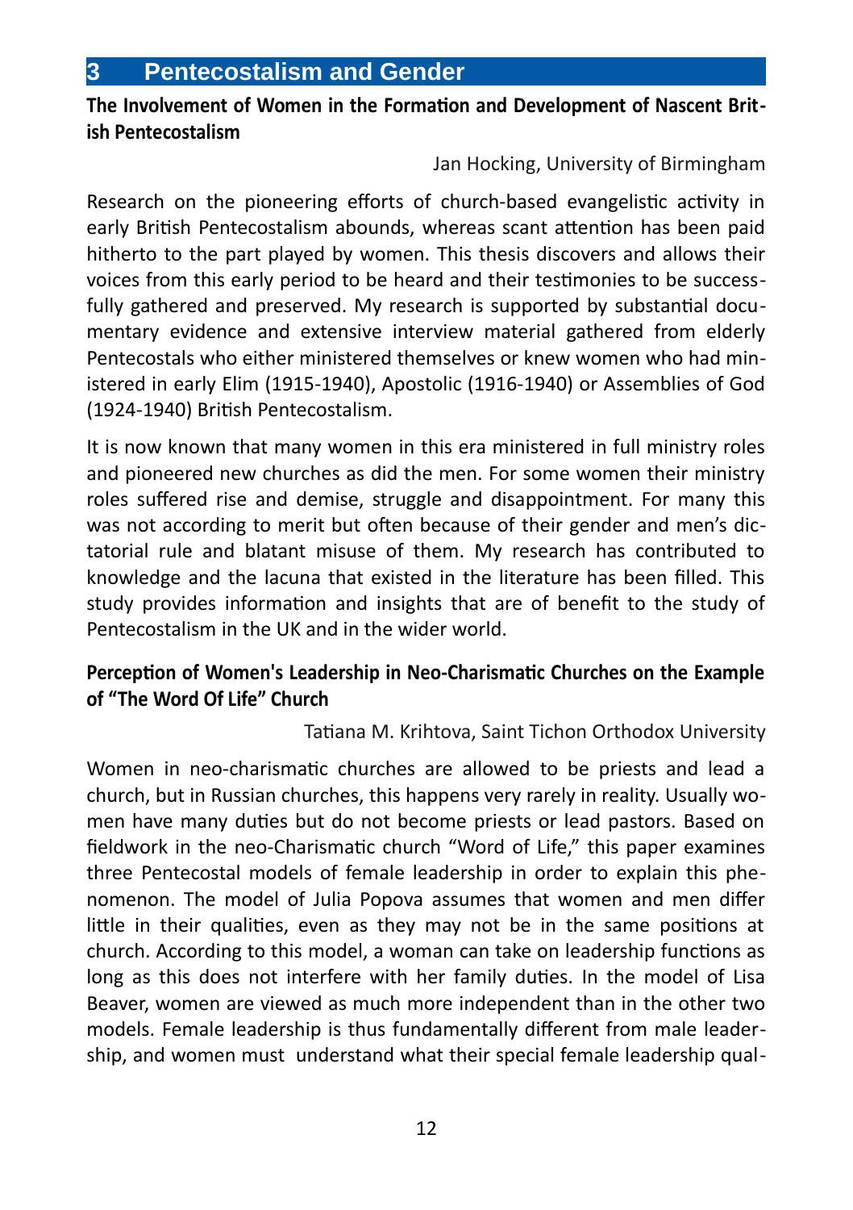## 3 Pentecostalism and Gender

**The Involvement of Women in the Formation and Development of Nascent British Pentecostalism**

Jan Hocking, University of Birmingham

Research on the pioneering efforts of church-based evangelistic activity in early British Pentecostalism abounds, whereas scant attention has been paid hitherto to the part played by women. This thesis discovers and allows their voices from this early period to be heard and their testimonies to be successfully gathered and preserved. My research is supported by substantial documentary evidence and extensive interview material gathered from elderly Pentecostals who either ministered themselves or knew women who had ministered in early Elim (1915-1940), Apostolic (1916-1940) or Assemblies of God (1924-1940) British Pentecostalism.

It is now known that many women in this era ministered in full ministry roles and pioneered new churches as did the men. For some women their ministry roles suffered rise and demise, struggle and disappointment. For many this was not according to merit but often because of their gender and men's dictatorial rule and blatant misuse of them. My research has contributed to knowledge and the lacuna that existed in the literature has been filled. This study provides information and insights that are of benefit to the study of Pentecostalism in the UK and in the wider world.

**Perception of Women's Leadership in Neo-Charismatic Churches on the Example of "The Word Of Life" Church**

Tatiana M. Krihtova, Saint Tichon Orthodox University

Women in neo-charismatic churches are allowed to be priests and lead a church, but in Russian churches, this happens very rarely in reality. Usually women have many duties but do not become priests or lead pastors. Based on fieldwork in the neo-Charismatic church "Word of Life," this paper examines three Pentecostal models of female leadership in order to explain this phenomenon. The model of Julia Popova assumes that women and men differ little in their qualities, even as they may not be in the same positions at church. According to this model, a woman can take on leadership functions as long as this does not interfere with her family duties. In the model of Lisa Beaver, women are viewed as much more independent than in the other two models. Female leadership is thus fundamentally different from male leadership, and women must understand what their special female leadership qual-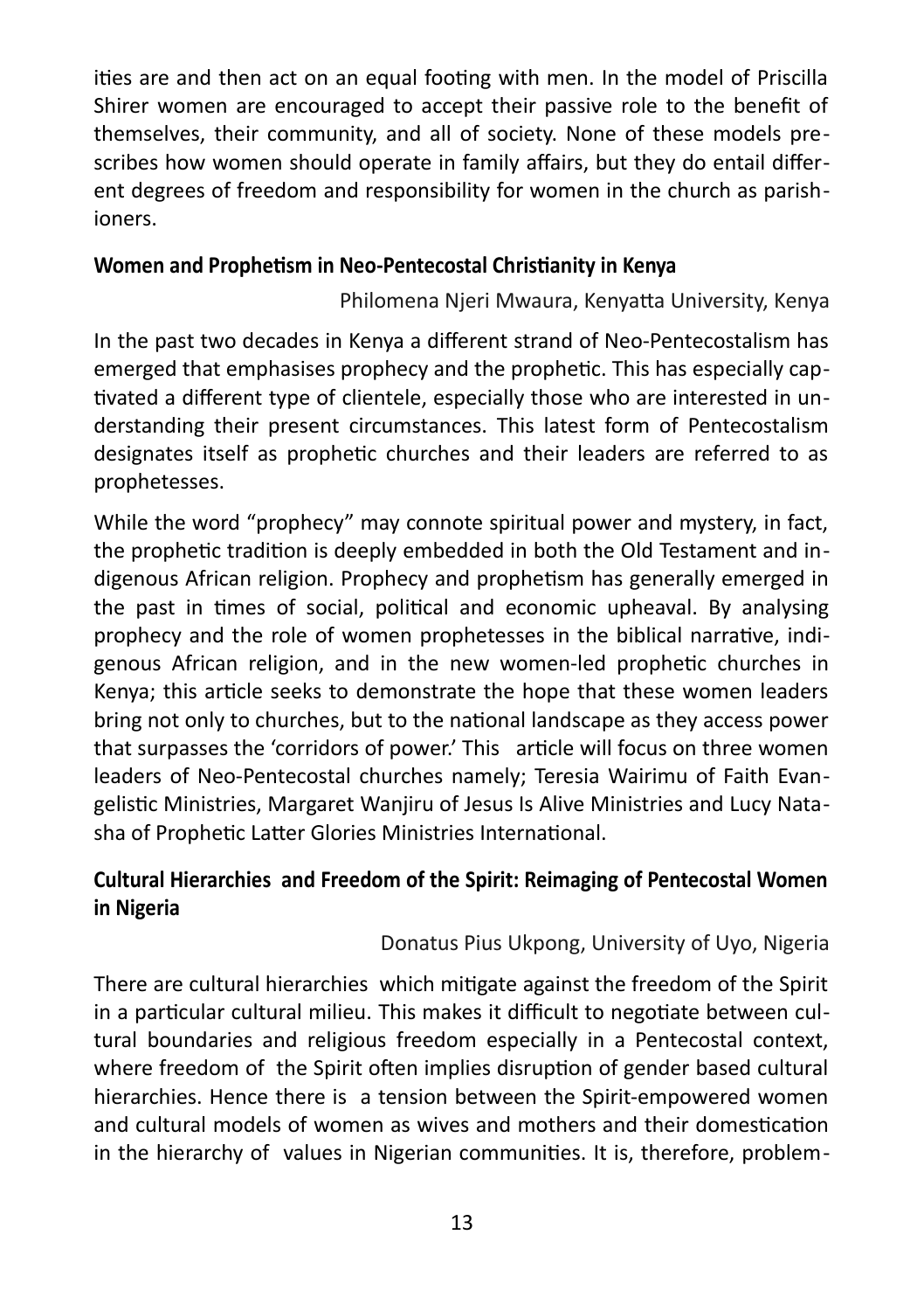ities are and then act on an equal footing with men. In the model of Priscilla Shirer women are encouraged to accept their passive role to the benefit of themselves, their community, and all of society. None of these models prescribes how women should operate in family affairs, but they do entail different degrees of freedom and responsibility for women in the church as parishioners.

### Women and Prophetism in Neo-Pentecostal Christianity in Kenya

Philomena Njeri Mwaura, Kenyatta University, Kenya

In the past two decades in Kenya a different strand of Neo-Pentecostalism has emerged that emphasises prophecy and the prophetic. This has especially captivated a different type of clientele, especially those who are interested in understanding their present circumstances. This latest form of Pentecostalism designates itself as prophetic churches and their leaders are referred to as prophetesses.

While the word "prophecy" may connote spiritual power and mystery, in fact, the prophetic tradition is deeply embedded in both the Old Testament and indigenous African religion. Prophecy and prophetism has generally emerged in the past in times of social, political and economic upheaval. By analysing prophecy and the role of women prophetesses in the biblical narrative, indigenous African religion, and in the new women-led prophetic churches in Kenya; this article seeks to demonstrate the hope that these women leaders bring not only to churches, but to the national landscape as they access power that surpasses the 'corridors of power.' This article will focus on three women leaders of Neo-Pentecostal churches namely; Teresia Wairimu of Faith Evangelistic Ministries, Margaret Wanjiru of Jesus Is Alive Ministries and Lucy Natasha of Prophetic Latter Glories Ministries International.

### Cultural Hierarchies and Freedom of the Spirit: Reimaging of Pentecostal Women in Nigeria

Donatus Pius Ukpong, University of Uyo, Nigeria

There are cultural hierarchies which mitigate against the freedom of the Spirit in a particular cultural milieu. This makes it difficult to negotiate between cultural boundaries and religious freedom especially in a Pentecostal context, where freedom of the Spirit often implies disruption of gender based cultural hierarchies. Hence there is a tension between the Spirit-empowered women and cultural models of women as wives and mothers and their domestication in the hierarchy of values in Nigerian communities. It is, therefore, problem-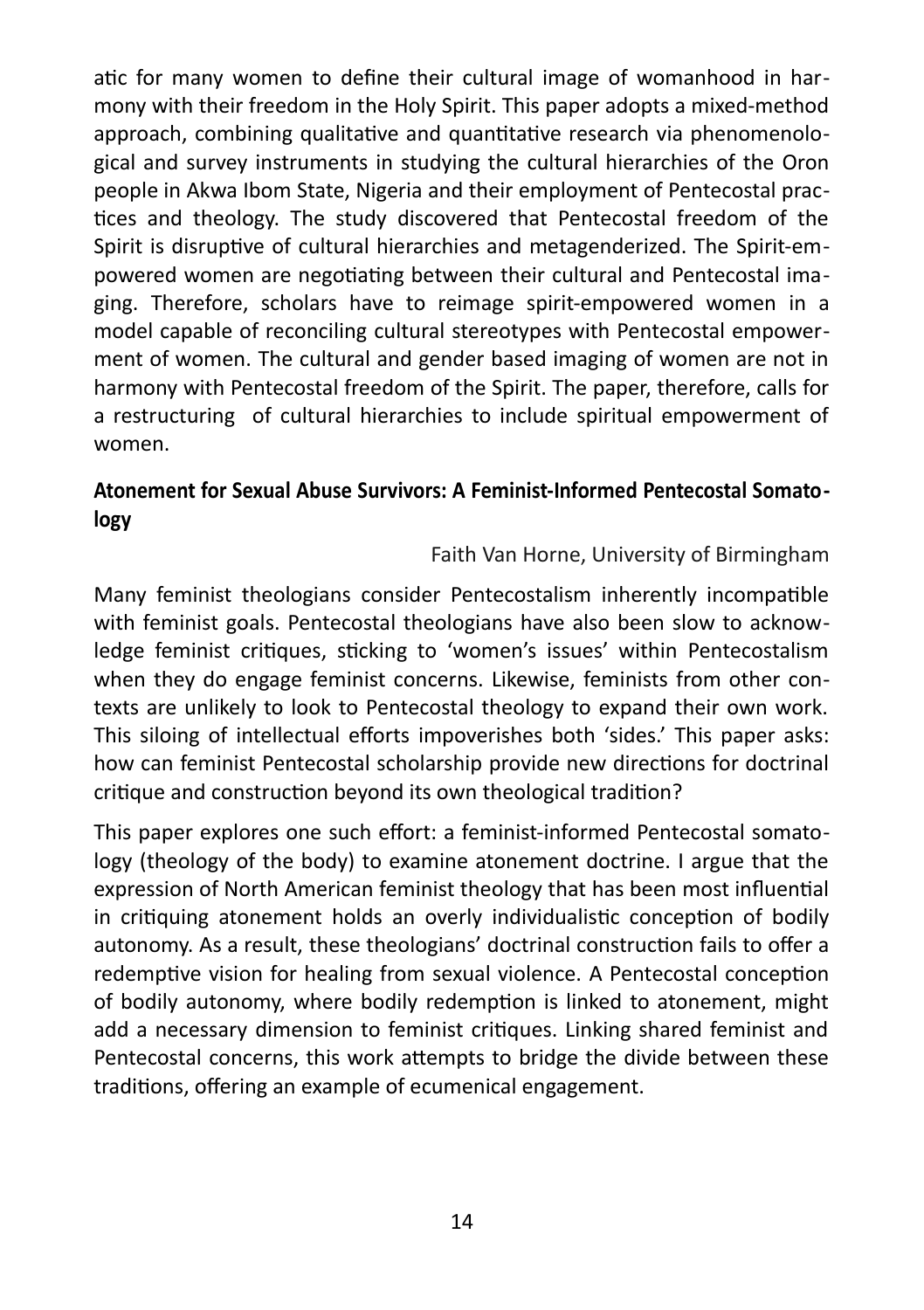atic for many women to define their cultural image of womanhood in harmony with their freedom in the Holy Spirit. This paper adopts a mixed-method approach, combining qualitative and quantitative research via phenomenological and survey instruments in studying the cultural hierarchies of the Oron people in Akwa Ibom State, Nigeria and their employment of Pentecostal practices and theology. The study discovered that Pentecostal freedom of the Spirit is disruptive of cultural hierarchies and metagenderized. The Spirit-empowered women are negotiating between their cultural and Pentecostal imaging. Therefore, scholars have to reimage spirit-empowered women in a model capable of reconciling cultural stereotypes with Pentecostal empowerment of women. The cultural and gender based imaging of women are not in harmony with Pentecostal freedom of the Spirit. The paper, therefore, calls for a restructuring of cultural hierarchies to include spiritual empowerment of women.

### Atonement for Sexual Abuse Survivors: A Feminist-Informed Pentecostal Somatology

Faith Van Horne, University of Birmingham

Many feminist theologians consider Pentecostalism inherently incompatible with feminist goals. Pentecostal theologians have also been slow to acknowledge feminist critiques, sticking to 'women's issues' within Pentecostalism when they do engage feminist concerns. Likewise, feminists from other contexts are unlikely to look to Pentecostal theology to expand their own work. This siloing of intellectual efforts impoverishes both 'sides.' This paper asks: how can feminist Pentecostal scholarship provide new directions for doctrinal critique and construction beyond its own theological tradition?

This paper explores one such effort: a feminist-informed Pentecostal somatology (theology of the body) to examine atonement doctrine. I argue that the expression of North American feminist theology that has been most influential in critiquing atonement holds an overly individualistic conception of bodily autonomy. As a result, these theologians' doctrinal construction fails to offer a redemptive vision for healing from sexual violence. A Pentecostal conception of bodily autonomy, where bodily redemption is linked to atonement, might add a necessary dimension to feminist critiques. Linking shared feminist and Pentecostal concerns, this work attempts to bridge the divide between these traditions, offering an example of ecumenical engagement.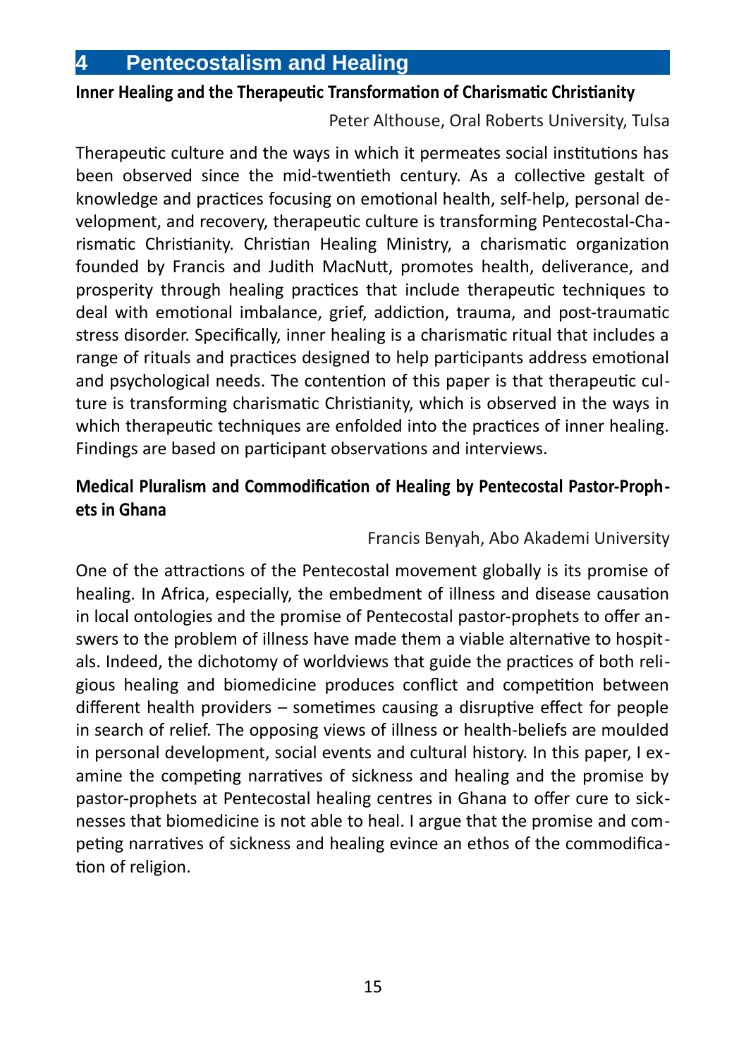# 4 Pentecostalism and Healing

### Inner Healing and the Therapeutic Transformation of Charismatic Christianity

Peter Althouse, Oral Roberts University, Tulsa

Therapeutic culture and the ways in which it permeates social institutions has been observed since the mid-twentieth century. As a collective gestalt of knowledge and practices focusing on emotional health, self-help, personal development, and recovery, therapeutic culture is transforming Pentecostal-Charismatic Christianity. Christian Healing Ministry, a charismatic organization founded by Francis and Judith MacNutt, promotes health, deliverance, and prosperity through healing practices that include therapeutic techniques to deal with emotional imbalance, grief, addiction, trauma, and post-traumatic stress disorder. Specifically, inner healing is a charismatic ritual that includes a range of rituals and practices designed to help participants address emotional and psychological needs. The contention of this paper is that therapeutic culture is transforming charismatic Christianity, which is observed in the ways in which therapeutic techniques are enfolded into the practices of inner healing. Findings are based on participant observations and interviews.

### Medical Pluralism and Commodification of Healing by Pentecostal Pastor-Prophets in Ghana

Francis Benyah, Abo Akademi University

One of the attractions of the Pentecostal movement globally is its promise of healing. In Africa, especially, the embedment of illness and disease causation in local ontologies and the promise of Pentecostal pastor-prophets to offer answers to the problem of illness have made them a viable alternative to hospitals. Indeed, the dichotomy of worldviews that guide the practices of both religious healing and biomedicine produces conflict and competition between different health providers – sometimes causing a disruptive effect for people in search of relief. The opposing views of illness or health-beliefs are moulded in personal development, social events and cultural history. In this paper, I examine the competing narratives of sickness and healing and the promise by pastor-prophets at Pentecostal healing centres in Ghana to offer cure to sicknesses that biomedicine is not able to heal. I argue that the promise and competing narratives of sickness and healing evince an ethos of the commodification of religion.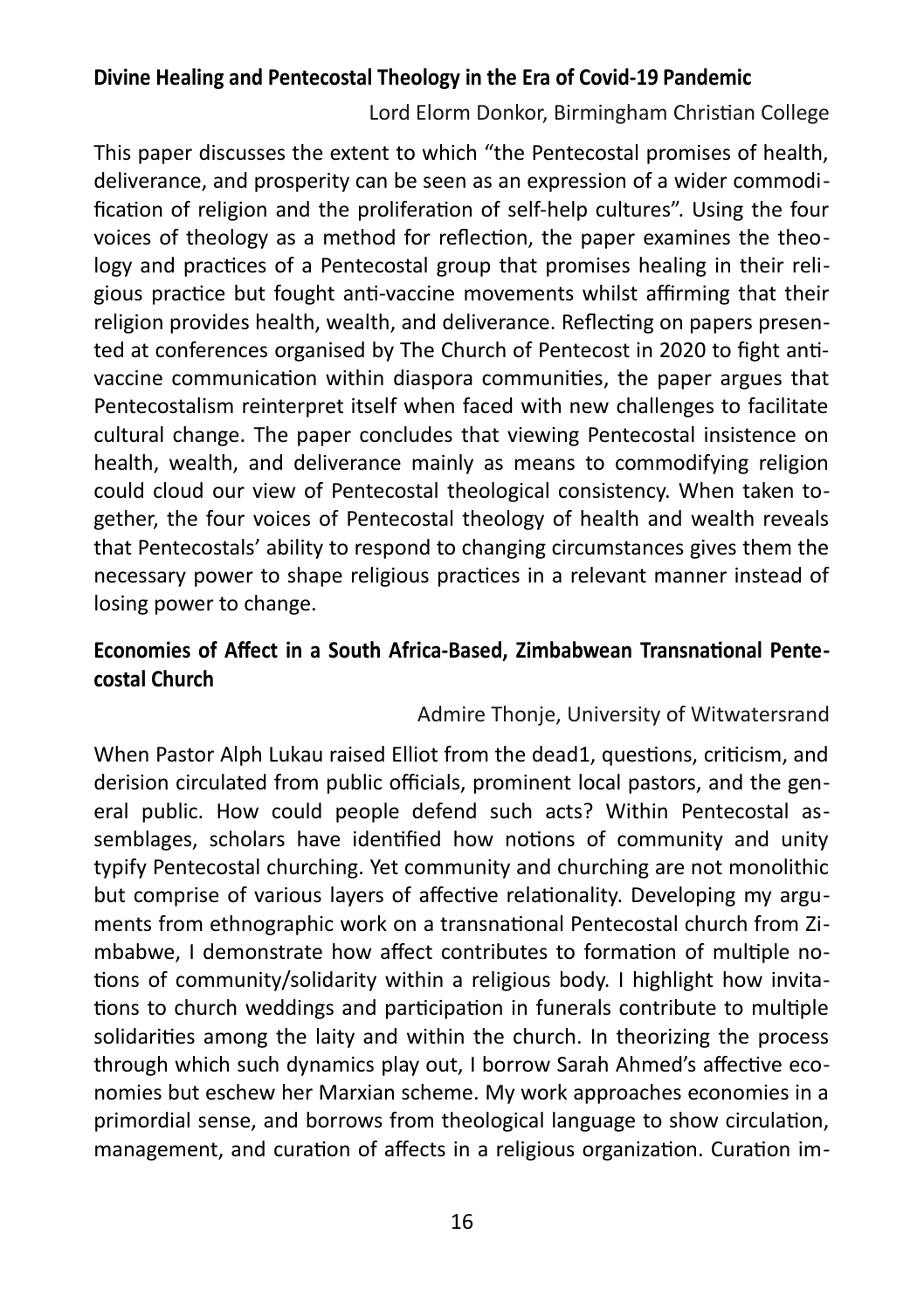### Divine Healing and Pentecostal Theology in the Era of Covid-19 Pandemic

Lord Elorm Donkor, Birmingham Christian College

This paper discusses the extent to which "the Pentecostal promises of health, deliverance, and prosperity can be seen as an expression of a wider commodification of religion and the proliferation of self-help cultures". Using the four voices of theology as a method for reflection, the paper examines the theology and practices of a Pentecostal group that promises healing in their religious practice but fought anti-vaccine movements whilst affirming that their religion provides health, wealth, and deliverance. Reflecting on papers presented at conferences organised by The Church of Pentecost in 2020 to fight anti-vaccine communication within diaspora communities, the paper argues that Pentecostalism reinterpret itself when faced with new challenges to facilitate cultural change. The paper concludes that viewing Pentecostal insistence on health, wealth, and deliverance mainly as means to commodifying religion could cloud our view of Pentecostal theological consistency. When taken together, the four voices of Pentecostal theology of health and wealth reveals that Pentecostals' ability to respond to changing circumstances gives them the necessary power to shape religious practices in a relevant manner instead of losing power to change.

### Economies of Affect in a South Africa-Based, Zimbabwean Transnational Pentecostal Church

Admire Thonje, University of Witwatersrand

When Pastor Alph Lukau raised Elliot from the dead[1], questions, criticism, and derision circulated from public officials, prominent local pastors, and the general public. How could people defend such acts? Within Pentecostal assemblages, scholars have identified how notions of community and unity typify Pentecostal churching. Yet community and churching are not monolithic but comprise of various layers of affective relationality. Developing my arguments from ethnographic work on a transnational Pentecostal church from Zimbabwe, I demonstrate how affect contributes to formation of multiple notions of community/solidarity within a religious body. I highlight how invitations to church weddings and participation in funerals contribute to multiple solidarities among the laity and within the church. In theorizing the process through which such dynamics play out, I borrow Sarah Ahmed's affective economies but eschew her Marxian scheme. My work approaches economies in a primordial sense, and borrows from theological language to show circulation, management, and curation of affects in a religious organization. Curation im-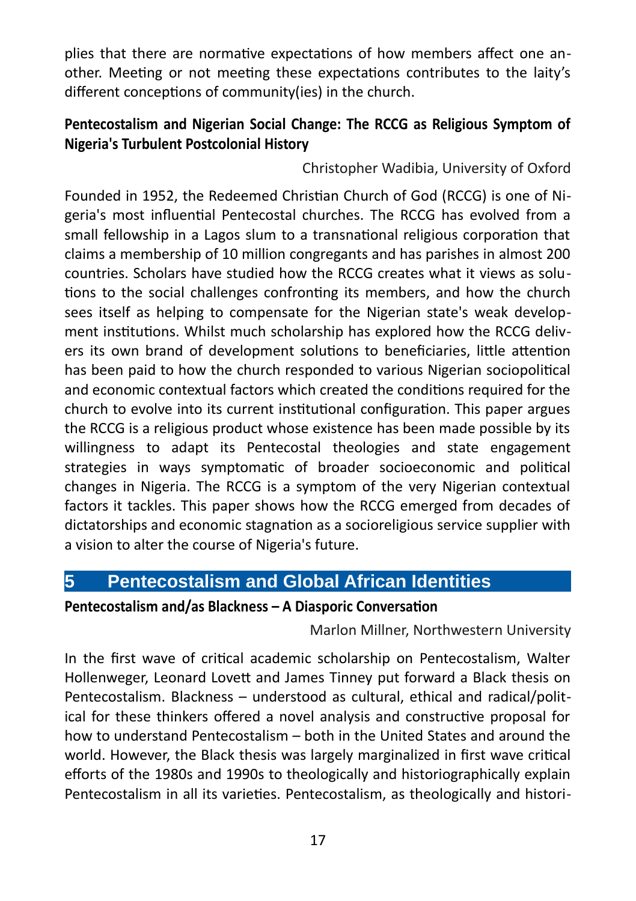plies that there are normative expectations of how members affect one another. Meeting or not meeting these expectations contributes to the laity's different conceptions of community(ies) in the church.

### Pentecostalism and Nigerian Social Change: The RCCG as Religious Symptom of Nigeria's Turbulent Postcolonial History

Christopher Wadibia, University of Oxford

Founded in 1952, the Redeemed Christian Church of God (RCCG) is one of Nigeria's most influential Pentecostal churches. The RCCG has evolved from a small fellowship in a Lagos slum to a transnational religious corporation that claims a membership of 10 million congregants and has parishes in almost 200 countries. Scholars have studied how the RCCG creates what it views as solutions to the social challenges confronting its members, and how the church sees itself as helping to compensate for the Nigerian state's weak development institutions. Whilst much scholarship has explored how the RCCG delivers its own brand of development solutions to beneficiaries, little attention has been paid to how the church responded to various Nigerian sociopolitical and economic contextual factors which created the conditions required for the church to evolve into its current institutional configuration. This paper argues the RCCG is a religious product whose existence has been made possible by its willingness to adapt its Pentecostal theologies and state engagement strategies in ways symptomatic of broader socioeconomic and political changes in Nigeria. The RCCG is a symptom of the very Nigerian contextual factors it tackles. This paper shows how the RCCG emerged from decades of dictatorships and economic stagnation as a socioreligious service supplier with a vision to alter the course of Nigeria's future.

## 5 Pentecostalism and Global African Identities

### Pentecostalism and/as Blackness – A Diasporic Conversation

Marlon Millner, Northwestern University

In the first wave of critical academic scholarship on Pentecostalism, Walter Hollenweger, Leonard Lovett and James Tinney put forward a Black thesis on Pentecostalism. Blackness – understood as cultural, ethical and radical/political for these thinkers offered a novel analysis and constructive proposal for how to understand Pentecostalism – both in the United States and around the world. However, the Black thesis was largely marginalized in first wave critical efforts of the 1980s and 1990s to theologically and historiographically explain Pentecostalism in all its varieties. Pentecostalism, as theologically and histori-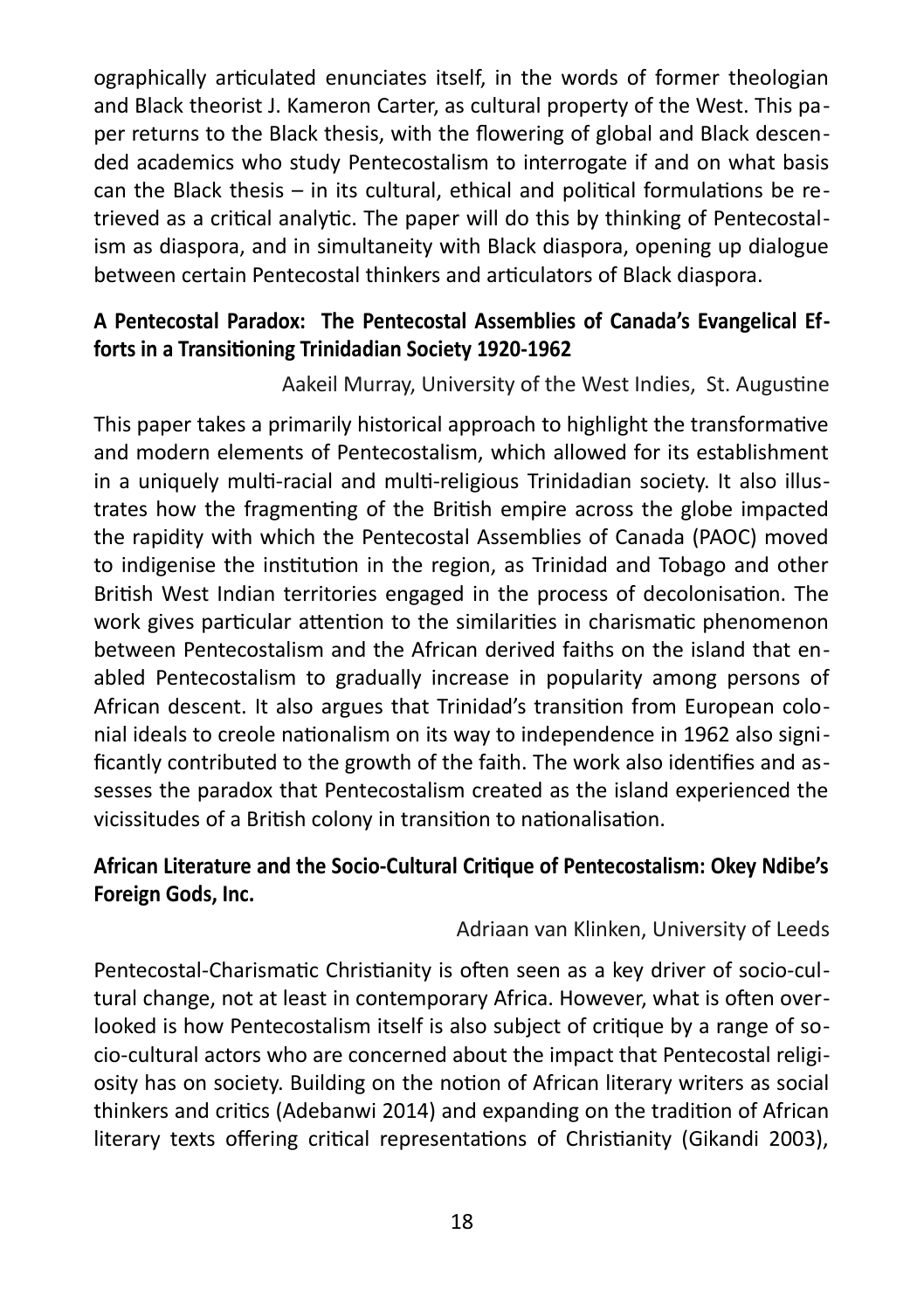ographically articulated enunciates itself, in the words of former theologian and Black theorist J. Kameron Carter, as cultural property of the West. This paper returns to the Black thesis, with the flowering of global and Black descended academics who study Pentecostalism to interrogate if and on what basis can the Black thesis – in its cultural, ethical and political formulations be retrieved as a critical analytic. The paper will do this by thinking of Pentecostalism as diaspora, and in simultaneity with Black diaspora, opening up dialogue between certain Pentecostal thinkers and articulators of Black diaspora.

### A Pentecostal Paradox: The Pentecostal Assemblies of Canada's Evangelical Efforts in a Transitioning Trinidadian Society 1920-1962

Aakeil Murray, University of the West Indies, St. Augustine

This paper takes a primarily historical approach to highlight the transformative and modern elements of Pentecostalism, which allowed for its establishment in a uniquely multi-racial and multi-religious Trinidadian society. It also illustrates how the fragmenting of the British empire across the globe impacted the rapidity with which the Pentecostal Assemblies of Canada (PAOC) moved to indigenise the institution in the region, as Trinidad and Tobago and other British West Indian territories engaged in the process of decolonisation. The work gives particular attention to the similarities in charismatic phenomenon between Pentecostalism and the African derived faiths on the island that enabled Pentecostalism to gradually increase in popularity among persons of African descent. It also argues that Trinidad's transition from European colonial ideals to creole nationalism on its way to independence in 1962 also significantly contributed to the growth of the faith. The work also identifies and assesses the paradox that Pentecostalism created as the island experienced the vicissitudes of a British colony in transition to nationalisation.

### African Literature and the Socio-Cultural Critique of Pentecostalism: Okey Ndibe's Foreign Gods, Inc.

Adriaan van Klinken, University of Leeds

Pentecostal-Charismatic Christianity is often seen as a key driver of socio-cultural change, not at least in contemporary Africa. However, what is often overlooked is how Pentecostalism itself is also subject of critique by a range of socio-cultural actors who are concerned about the impact that Pentecostal religiosity has on society. Building on the notion of African literary writers as social thinkers and critics (Adebanwi 2014) and expanding on the tradition of African literary texts offering critical representations of Christianity (Gikandi 2003),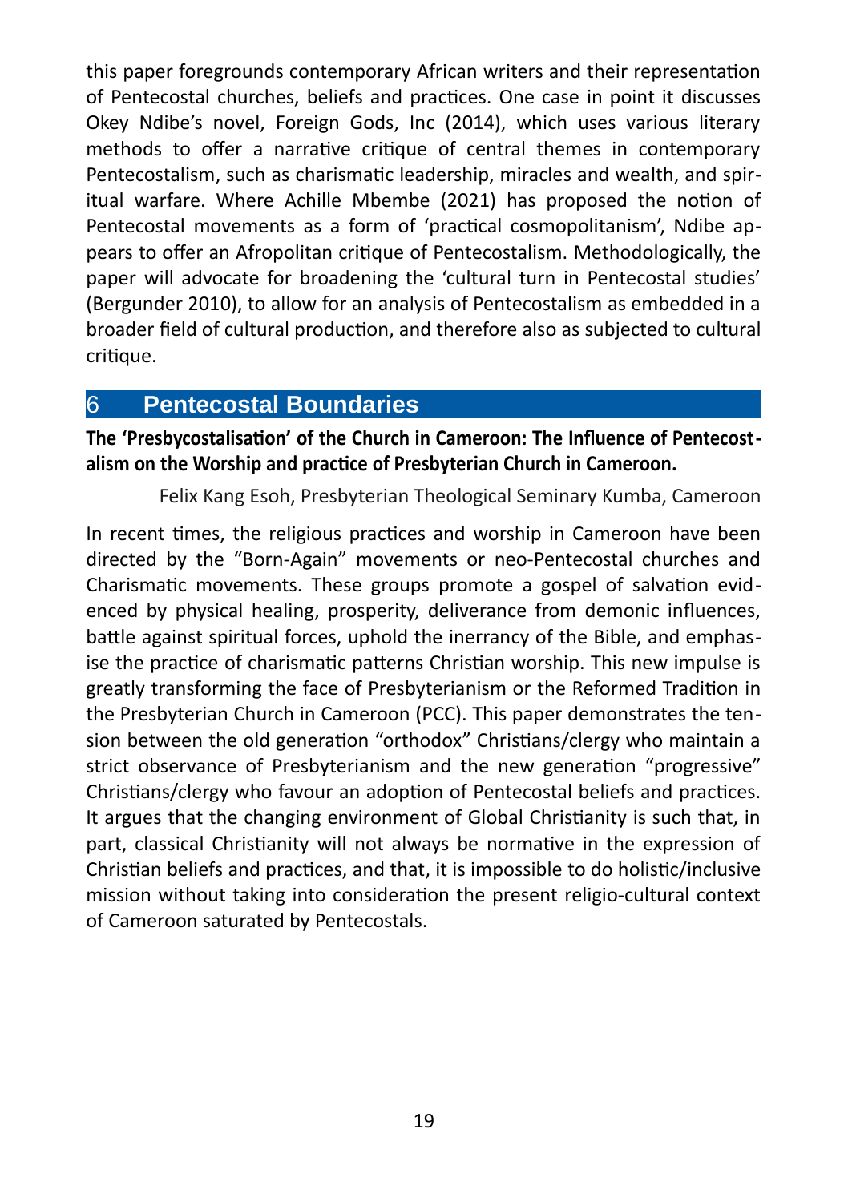this paper foregrounds contemporary African writers and their representation of Pentecostal churches, beliefs and practices. One case in point it discusses Okey Ndibe's novel, Foreign Gods, Inc (2014), which uses various literary methods to offer a narrative critique of central themes in contemporary Pentecostalism, such as charismatic leadership, miracles and wealth, and spiritual warfare. Where Achille Mbembe (2021) has proposed the notion of Pentecostal movements as a form of 'practical cosmopolitanism', Ndibe appears to offer an Afropolitan critique of Pentecostalism. Methodologically, the paper will advocate for broadening the 'cultural turn in Pentecostal studies' (Bergunder 2010), to allow for an analysis of Pentecostalism as embedded in a broader field of cultural production, and therefore also as subjected to cultural critique.

## 6 Pentecostal Boundaries

**The 'Presbycostalisation' of the Church in Cameroon: The Influence of Pentecostalism on the Worship and practice of Presbyterian Church in Cameroon.**

Felix Kang Esoh, Presbyterian Theological Seminary Kumba, Cameroon

In recent times, the religious practices and worship in Cameroon have been directed by the "Born-Again" movements or neo-Pentecostal churches and Charismatic movements. These groups promote a gospel of salvation evidenced by physical healing, prosperity, deliverance from demonic influences, battle against spiritual forces, uphold the inerrancy of the Bible, and emphasise the practice of charismatic patterns Christian worship. This new impulse is greatly transforming the face of Presbyterianism or the Reformed Tradition in the Presbyterian Church in Cameroon (PCC). This paper demonstrates the tension between the old generation "orthodox" Christians/clergy who maintain a strict observance of Presbyterianism and the new generation "progressive" Christians/clergy who favour an adoption of Pentecostal beliefs and practices. It argues that the changing environment of Global Christianity is such that, in part, classical Christianity will not always be normative in the expression of Christian beliefs and practices, and that, it is impossible to do holistic/inclusive mission without taking into consideration the present religio-cultural context of Cameroon saturated by Pentecostals.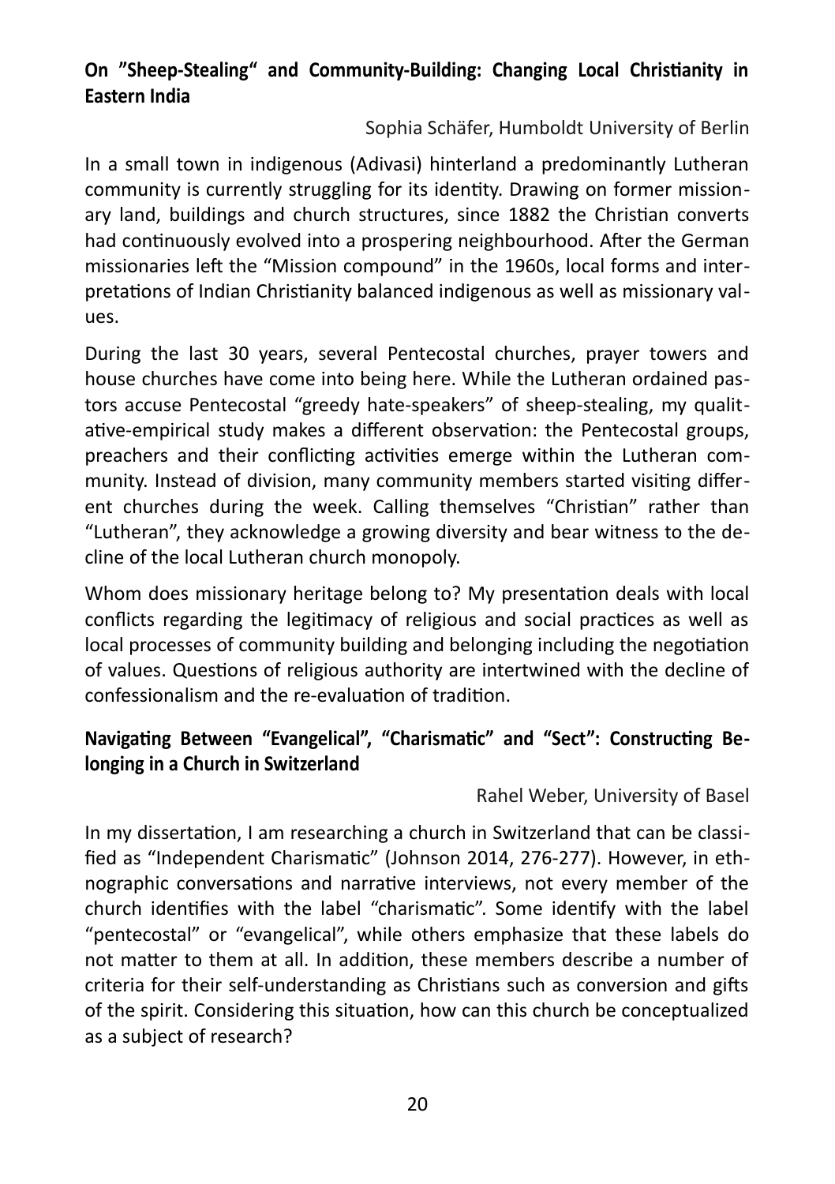### On ”Sheep-Stealing“ and Community-Building: Changing Local Christianity in Eastern India

Sophia Schäfer, Humboldt University of Berlin

In a small town in indigenous (Adivasi) hinterland a predominantly Lutheran community is currently struggling for its identity. Drawing on former missionary land, buildings and church structures, since 1882 the Christian converts had continuously evolved into a prospering neighbourhood. After the German missionaries left the "Mission compound" in the 1960s, local forms and interpretations of Indian Christianity balanced indigenous as well as missionary values.

During the last 30 years, several Pentecostal churches, prayer towers and house churches have come into being here. While the Lutheran ordained pastors accuse Pentecostal "greedy hate-speakers" of sheep-stealing, my qualitative-empirical study makes a different observation: the Pentecostal groups, preachers and their conflicting activities emerge within the Lutheran community. Instead of division, many community members started visiting different churches during the week. Calling themselves "Christian" rather than "Lutheran", they acknowledge a growing diversity and bear witness to the decline of the local Lutheran church monopoly.

Whom does missionary heritage belong to? My presentation deals with local conflicts regarding the legitimacy of religious and social practices as well as local processes of community building and belonging including the negotiation of values. Questions of religious authority are intertwined with the decline of confessionalism and the re-evaluation of tradition.

### Navigating Between "Evangelical", "Charismatic" and "Sect": Constructing Belonging in a Church in Switzerland

Rahel Weber, University of Basel

In my dissertation, I am researching a church in Switzerland that can be classified as "Independent Charismatic" (Johnson 2014, 276-277). However, in ethnographic conversations and narrative interviews, not every member of the church identifies with the label "charismatic". Some identify with the label "pentecostal" or "evangelical", while others emphasize that these labels do not matter to them at all. In addition, these members describe a number of criteria for their self-understanding as Christians such as conversion and gifts of the spirit. Considering this situation, how can this church be conceptualized as a subject of research?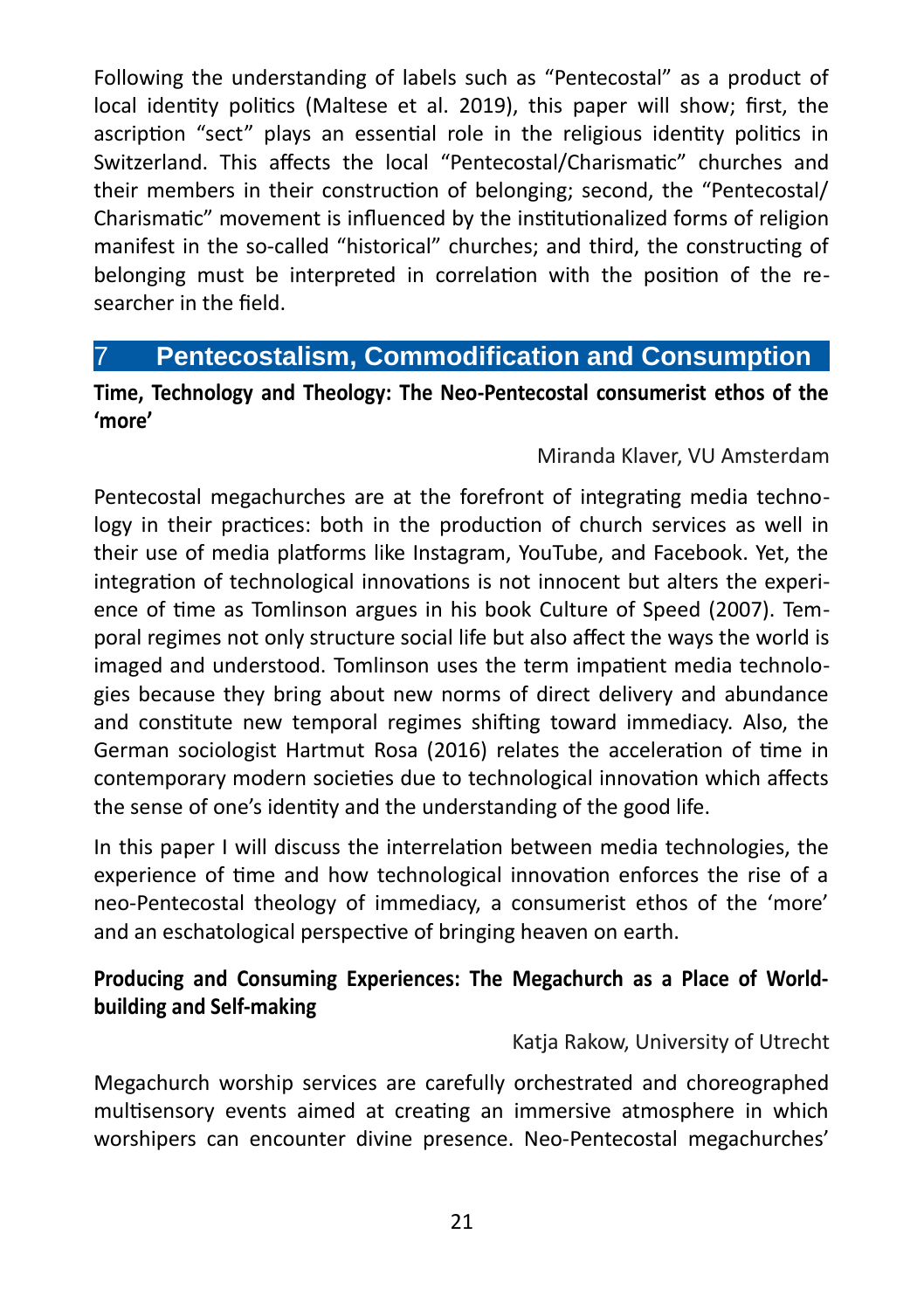Following the understanding of labels such as "Pentecostal" as a product of local identity politics (Maltese et al. 2019), this paper will show; first, the ascription "sect" plays an essential role in the religious identity politics in Switzerland. This affects the local "Pentecostal/Charismatic" churches and their members in their construction of belonging; second, the "Pentecostal/Charismatic" movement is influenced by the institutionalized forms of religion manifest in the so-called "historical" churches; and third, the constructing of belonging must be interpreted in correlation with the position of the researcher in the field.

## 7 Pentecostalism, Commodification and Consumption

### Time, Technology and Theology: The Neo-Pentecostal consumerist ethos of the 'more'

Miranda Klaver, VU Amsterdam

Pentecostal megachurches are at the forefront of integrating media technology in their practices: both in the production of church services as well in their use of media platforms like Instagram, YouTube, and Facebook. Yet, the integration of technological innovations is not innocent but alters the experience of time as Tomlinson argues in his book Culture of Speed (2007). Temporal regimes not only structure social life but also affect the ways the world is imaged and understood. Tomlinson uses the term impatient media technologies because they bring about new norms of direct delivery and abundance and constitute new temporal regimes shifting toward immediacy. Also, the German sociologist Hartmut Rosa (2016) relates the acceleration of time in contemporary modern societies due to technological innovation which affects the sense of one's identity and the understanding of the good life.

In this paper I will discuss the interrelation between media technologies, the experience of time and how technological innovation enforces the rise of a neo-Pentecostal theology of immediacy, a consumerist ethos of the 'more' and an eschatological perspective of bringing heaven on earth.

### Producing and Consuming Experiences: The Megachurch as a Place of World-building and Self-making

Katja Rakow, University of Utrecht

Megachurch worship services are carefully orchestrated and choreographed multisensory events aimed at creating an immersive atmosphere in which worshipers can encounter divine presence. Neo-Pentecostal megachurches'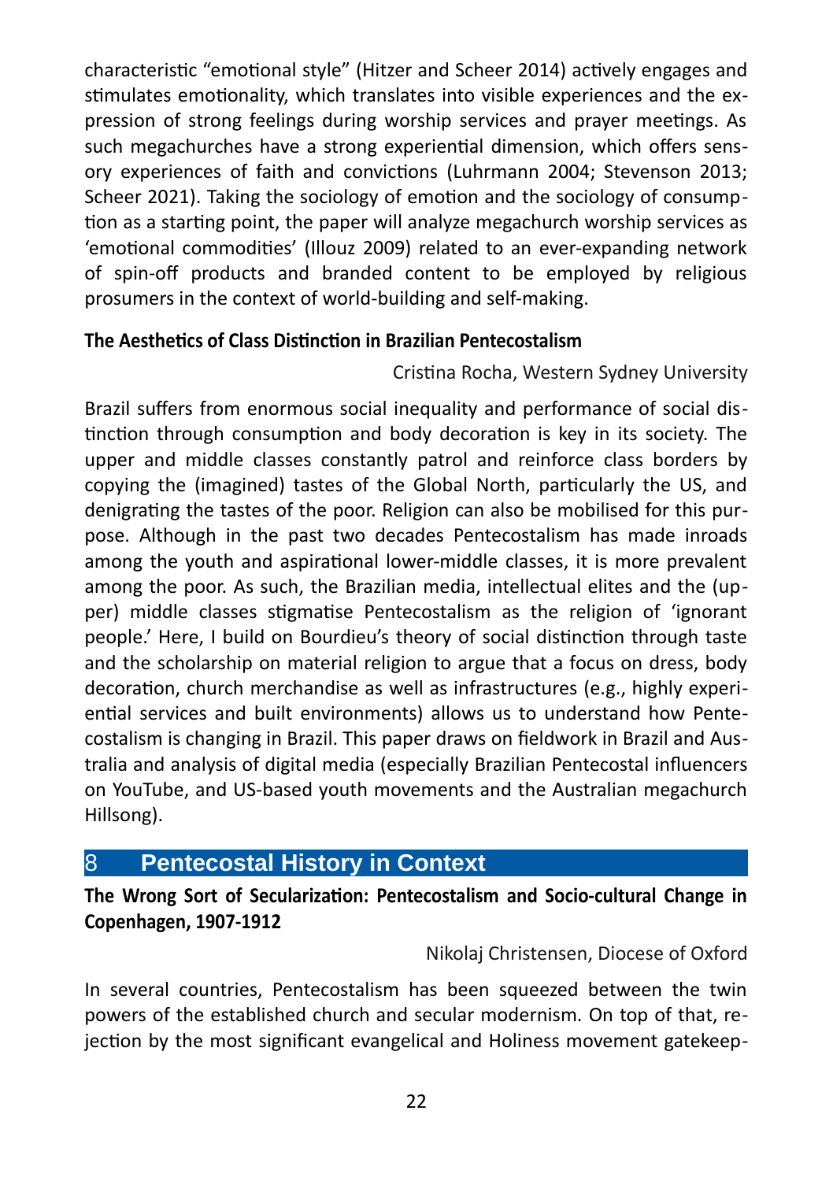characteristic "emotional style" (Hitzer and Scheer 2014) actively engages and stimulates emotionality, which translates into visible experiences and the expression of strong feelings during worship services and prayer meetings. As such megachurches have a strong experiential dimension, which offers sensory experiences of faith and convictions (Luhrmann 2004; Stevenson 2013; Scheer 2021). Taking the sociology of emotion and the sociology of consumption as a starting point, the paper will analyze megachurch worship services as 'emotional commodities' (Illouz 2009) related to an ever-expanding network of spin-off products and branded content to be employed by religious prosumers in the context of world-building and self-making.

### The Aesthetics of Class Distinction in Brazilian Pentecostalism

Cristina Rocha, Western Sydney University

Brazil suffers from enormous social inequality and performance of social distinction through consumption and body decoration is key in its society. The upper and middle classes constantly patrol and reinforce class borders by copying the (imagined) tastes of the Global North, particularly the US, and denigrating the tastes of the poor. Religion can also be mobilised for this purpose. Although in the past two decades Pentecostalism has made inroads among the youth and aspirational lower-middle classes, it is more prevalent among the poor. As such, the Brazilian media, intellectual elites and the (upper) middle classes stigmatise Pentecostalism as the religion of 'ignorant people.' Here, I build on Bourdieu's theory of social distinction through taste and the scholarship on material religion to argue that a focus on dress, body decoration, church merchandise as well as infrastructures (e.g., highly experiential services and built environments) allows us to understand how Pentecostalism is changing in Brazil. This paper draws on fieldwork in Brazil and Australia and analysis of digital media (especially Brazilian Pentecostal influencers on YouTube, and US-based youth movements and the Australian megachurch Hillsong).

## 8 Pentecostal History in Context

### The Wrong Sort of Secularization: Pentecostalism and Socio-cultural Change in Copenhagen, 1907-1912

Nikolaj Christensen, Diocese of Oxford

In several countries, Pentecostalism has been squeezed between the twin powers of the established church and secular modernism. On top of that, rejection by the most significant evangelical and Holiness movement gatekeep-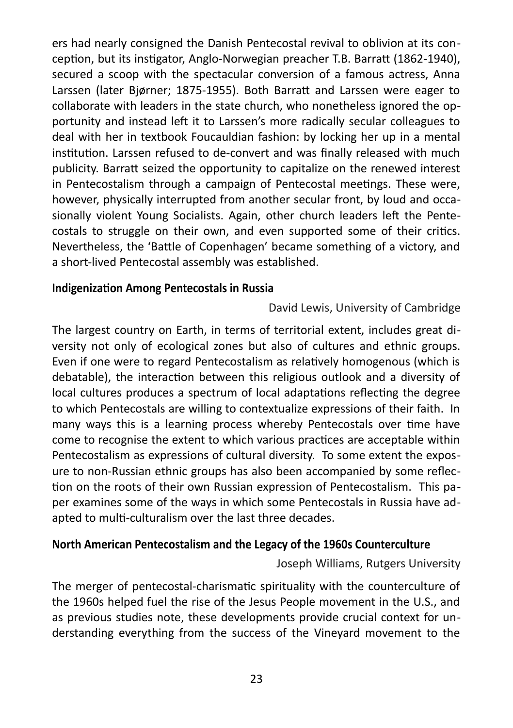ers had nearly consigned the Danish Pentecostal revival to oblivion at its conception, but its instigator, Anglo-Norwegian preacher T.B. Barratt (1862-1940), secured a scoop with the spectacular conversion of a famous actress, Anna Larssen (later Bjørner; 1875-1955). Both Barratt and Larssen were eager to collaborate with leaders in the state church, who nonetheless ignored the opportunity and instead left it to Larssen's more radically secular colleagues to deal with her in textbook Foucauldian fashion: by locking her up in a mental institution. Larssen refused to de-convert and was finally released with much publicity. Barratt seized the opportunity to capitalize on the renewed interest in Pentecostalism through a campaign of Pentecostal meetings. These were, however, physically interrupted from another secular front, by loud and occasionally violent Young Socialists. Again, other church leaders left the Pentecostals to struggle on their own, and even supported some of their critics. Nevertheless, the 'Battle of Copenhagen' became something of a victory, and a short-lived Pentecostal assembly was established.

### Indigenization Among Pentecostals in Russia

David Lewis, University of Cambridge

The largest country on Earth, in terms of territorial extent, includes great diversity not only of ecological zones but also of cultures and ethnic groups. Even if one were to regard Pentecostalism as relatively homogenous (which is debatable), the interaction between this religious outlook and a diversity of local cultures produces a spectrum of local adaptations reflecting the degree to which Pentecostals are willing to contextualize expressions of their faith. In many ways this is a learning process whereby Pentecostals over time have come to recognise the extent to which various practices are acceptable within Pentecostalism as expressions of cultural diversity. To some extent the exposure to non-Russian ethnic groups has also been accompanied by some reflection on the roots of their own Russian expression of Pentecostalism. This paper examines some of the ways in which some Pentecostals in Russia have adapted to multi-culturalism over the last three decades.

### North American Pentecostalism and the Legacy of the 1960s Counterculture

Joseph Williams, Rutgers University

The merger of pentecostal-charismatic spirituality with the counterculture of the 1960s helped fuel the rise of the Jesus People movement in the U.S., and as previous studies note, these developments provide crucial context for understanding everything from the success of the Vineyard movement to the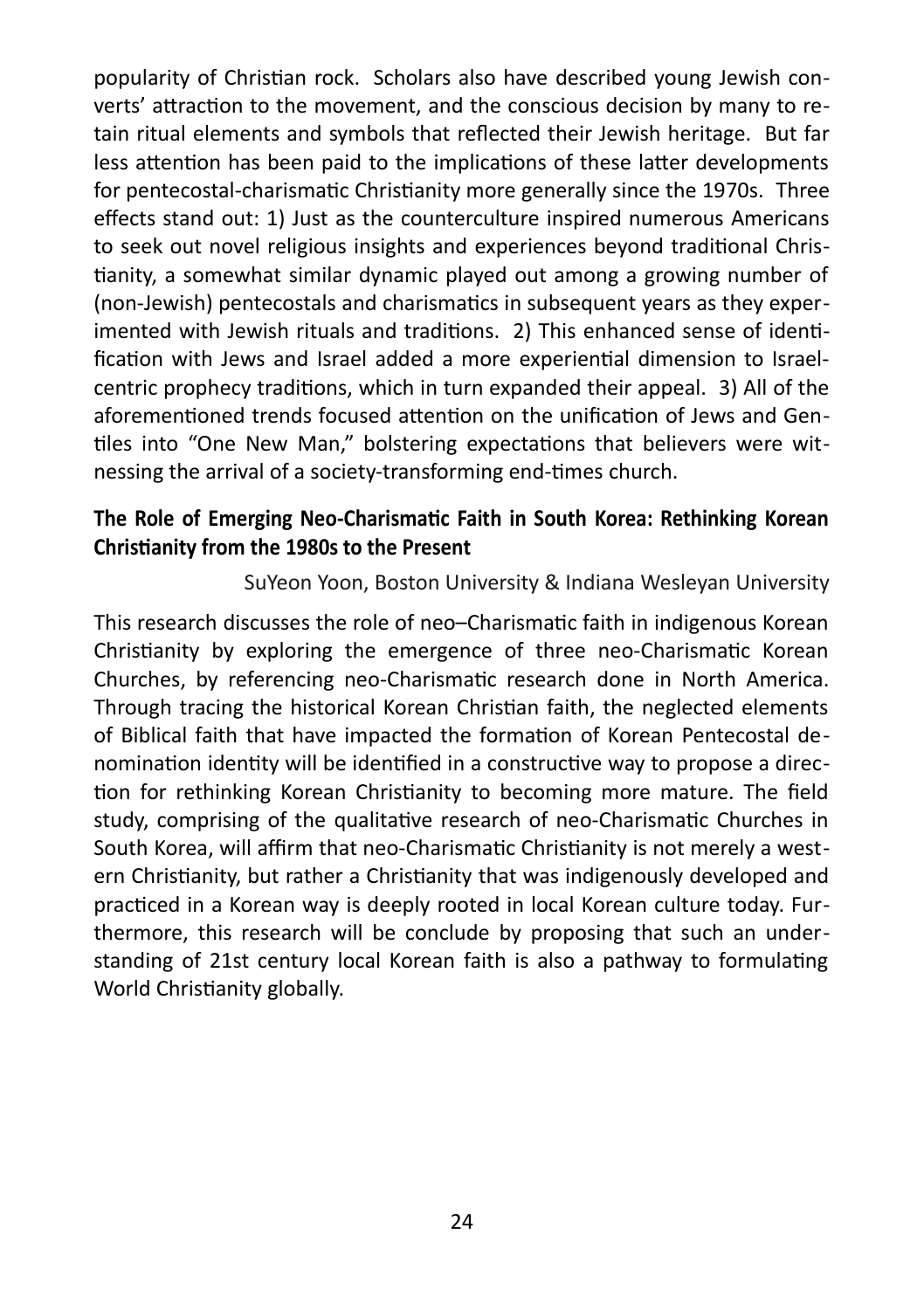popularity of Christian rock. Scholars also have described young Jewish converts' attraction to the movement, and the conscious decision by many to retain ritual elements and symbols that reflected their Jewish heritage. But far less attention has been paid to the implications of these latter developments for pentecostal-charismatic Christianity more generally since the 1970s. Three effects stand out: 1) Just as the counterculture inspired numerous Americans to seek out novel religious insights and experiences beyond traditional Christianity, a somewhat similar dynamic played out among a growing number of (non-Jewish) pentecostals and charismatics in subsequent years as they experimented with Jewish rituals and traditions. 2) This enhanced sense of identification with Jews and Israel added a more experiential dimension to Israel-centric prophecy traditions, which in turn expanded their appeal. 3) All of the aforementioned trends focused attention on the unification of Jews and Gentiles into "One New Man," bolstering expectations that believers were witnessing the arrival of a society-transforming end-times church.

**The Role of Emerging Neo-Charismatic Faith in South Korea: Rethinking Korean Christianity from the 1980s to the Present**

SuYeon Yoon, Boston University & Indiana Wesleyan University

This research discusses the role of neo–Charismatic faith in indigenous Korean Christianity by exploring the emergence of three neo-Charismatic Korean Churches, by referencing neo-Charismatic research done in North America. Through tracing the historical Korean Christian faith, the neglected elements of Biblical faith that have impacted the formation of Korean Pentecostal denomination identity will be identified in a constructive way to propose a direction for rethinking Korean Christianity to becoming more mature. The field study, comprising of the qualitative research of neo-Charismatic Churches in South Korea, will affirm that neo-Charismatic Christianity is not merely a western Christianity, but rather a Christianity that was indigenously developed and practiced in a Korean way is deeply rooted in local Korean culture today. Furthermore, this research will be conclude by proposing that such an understanding of 21st century local Korean faith is also a pathway to formulating World Christianity globally.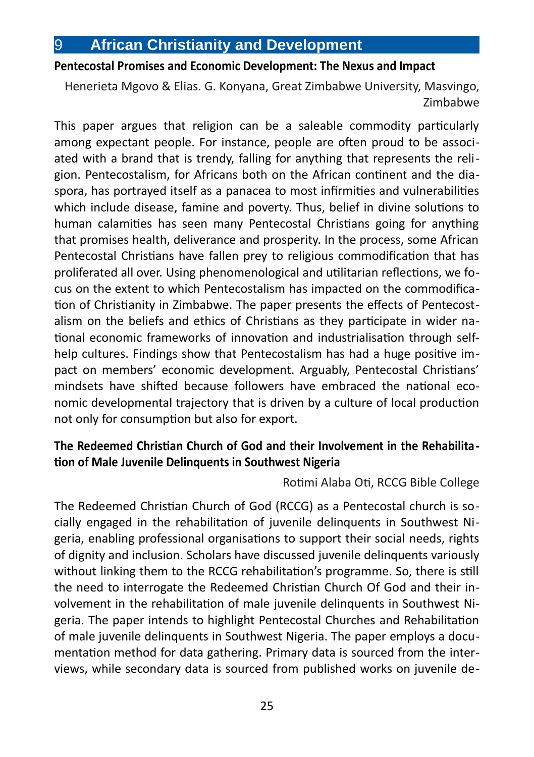# 9 African Christianity and Development

## Pentecostal Promises and Economic Development: The Nexus and Impact

Henerieta Mgovo & Elias. G. Konyana, Great Zimbabwe University, Masvingo, Zimbabwe

This paper argues that religion can be a saleable commodity particularly among expectant people. For instance, people are often proud to be associated with a brand that is trendy, falling for anything that represents the religion. Pentecostalism, for Africans both on the African continent and the diaspora, has portrayed itself as a panacea to most infirmities and vulnerabilities which include disease, famine and poverty. Thus, belief in divine solutions to human calamities has seen many Pentecostal Christians going for anything that promises health, deliverance and prosperity. In the process, some African Pentecostal Christians have fallen prey to religious commodification that has proliferated all over. Using phenomenological and utilitarian reflections, we focus on the extent to which Pentecostalism has impacted on the commodification of Christianity in Zimbabwe. The paper presents the effects of Pentecostalism on the beliefs and ethics of Christians as they participate in wider national economic frameworks of innovation and industrialisation through self-help cultures. Findings show that Pentecostalism has had a huge positive impact on members' economic development. Arguably, Pentecostal Christians' mindsets have shifted because followers have embraced the national economic developmental trajectory that is driven by a culture of local production not only for consumption but also for export.

## The Redeemed Christian Church of God and their Involvement in the Rehabilitation of Male Juvenile Delinquents in Southwest Nigeria

Rotimi Alaba Oti, RCCG Bible College

The Redeemed Christian Church of God (RCCG) as a Pentecostal church is socially engaged in the rehabilitation of juvenile delinquents in Southwest Nigeria, enabling professional organisations to support their social needs, rights of dignity and inclusion. Scholars have discussed juvenile delinquents variously without linking them to the RCCG rehabilitation's programme. So, there is still the need to interrogate the Redeemed Christian Church Of God and their involvement in the rehabilitation of male juvenile delinquents in Southwest Nigeria. The paper intends to highlight Pentecostal Churches and Rehabilitation of male juvenile delinquents in Southwest Nigeria. The paper employs a documentation method for data gathering. Primary data is sourced from the interviews, while secondary data is sourced from published works on juvenile de-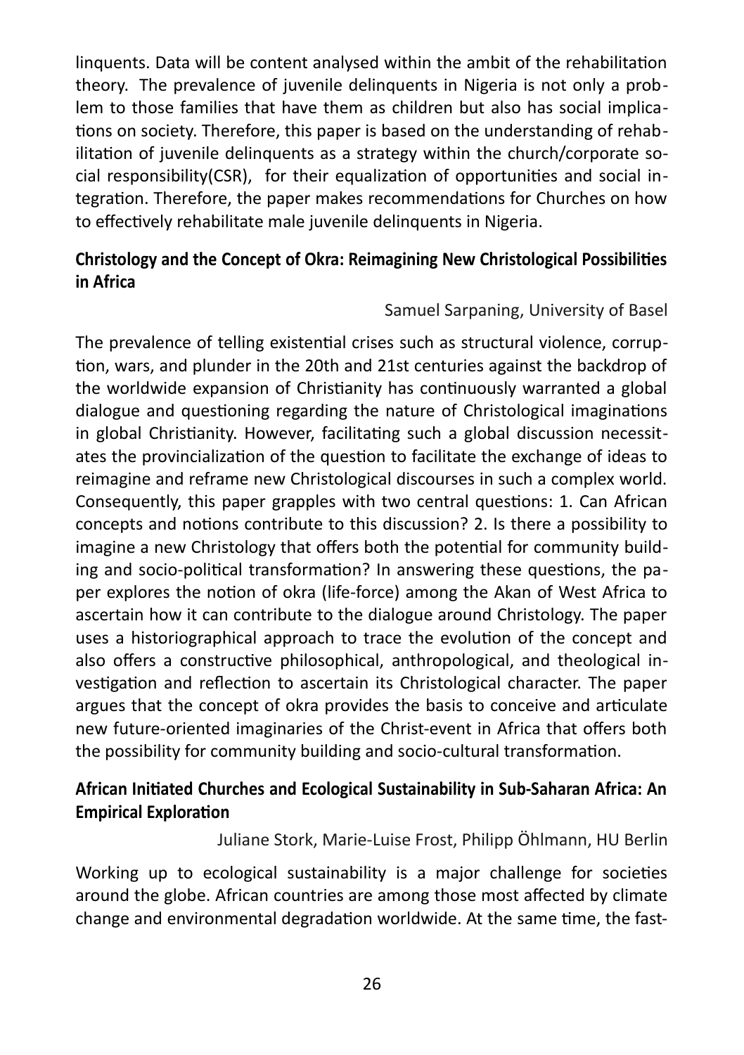linquents. Data will be content analysed within the ambit of the rehabilitation theory. The prevalence of juvenile delinquents in Nigeria is not only a problem to those families that have them as children but also has social implications on society. Therefore, this paper is based on the understanding of rehabilitation of juvenile delinquents as a strategy within the church/corporate social responsibility(CSR), for their equalization of opportunities and social integration. Therefore, the paper makes recommendations for Churches on how to effectively rehabilitate male juvenile delinquents in Nigeria.

### Christology and the Concept of Okra: Reimagining New Christological Possibilities in Africa

Samuel Sarpaning, University of Basel

The prevalence of telling existential crises such as structural violence, corruption, wars, and plunder in the 20th and 21st centuries against the backdrop of the worldwide expansion of Christianity has continuously warranted a global dialogue and questioning regarding the nature of Christological imaginations in global Christianity. However, facilitating such a global discussion necessitates the provincialization of the question to facilitate the exchange of ideas to reimagine and reframe new Christological discourses in such a complex world. Consequently, this paper grapples with two central questions: 1. Can African concepts and notions contribute to this discussion? 2. Is there a possibility to imagine a new Christology that offers both the potential for community building and socio-political transformation? In answering these questions, the paper explores the notion of okra (life-force) among the Akan of West Africa to ascertain how it can contribute to the dialogue around Christology. The paper uses a historiographical approach to trace the evolution of the concept and also offers a constructive philosophical, anthropological, and theological investigation and reflection to ascertain its Christological character. The paper argues that the concept of okra provides the basis to conceive and articulate new future-oriented imaginaries of the Christ-event in Africa that offers both the possibility for community building and socio-cultural transformation.

### African Initiated Churches and Ecological Sustainability in Sub-Saharan Africa: An Empirical Exploration

Juliane Stork, Marie-Luise Frost, Philipp Öhlmann, HU Berlin

Working up to ecological sustainability is a major challenge for societies around the globe. African countries are among those most affected by climate change and environmental degradation worldwide. At the same time, the fast-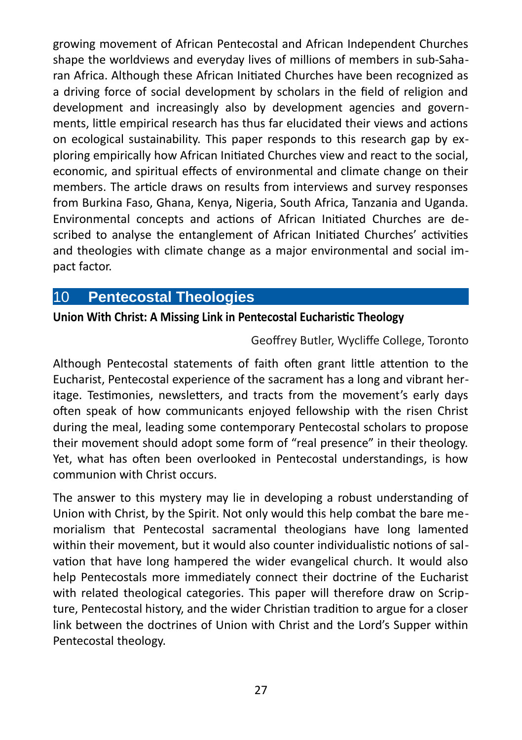growing movement of African Pentecostal and African Independent Churches shape the worldviews and everyday lives of millions of members in sub-Saharan Africa. Although these African Initiated Churches have been recognized as a driving force of social development by scholars in the field of religion and development and increasingly also by development agencies and governments, little empirical research has thus far elucidated their views and actions on ecological sustainability. This paper responds to this research gap by exploring empirically how African Initiated Churches view and react to the social, economic, and spiritual effects of environmental and climate change on their members. The article draws on results from interviews and survey responses from Burkina Faso, Ghana, Kenya, Nigeria, South Africa, Tanzania and Uganda. Environmental concepts and actions of African Initiated Churches are described to analyse the entanglement of African Initiated Churches' activities and theologies with climate change as a major environmental and social impact factor.

## 10 Pentecostal Theologies

**Union With Christ: A Missing Link in Pentecostal Eucharistic Theology**

Geoffrey Butler, Wycliffe College, Toronto

Although Pentecostal statements of faith often grant little attention to the Eucharist, Pentecostal experience of the sacrament has a long and vibrant heritage. Testimonies, newsletters, and tracts from the movement's early days often speak of how communicants enjoyed fellowship with the risen Christ during the meal, leading some contemporary Pentecostal scholars to propose their movement should adopt some form of "real presence" in their theology. Yet, what has often been overlooked in Pentecostal understandings, is how communion with Christ occurs.

The answer to this mystery may lie in developing a robust understanding of Union with Christ, by the Spirit. Not only would this help combat the bare memorialism that Pentecostal sacramental theologians have long lamented within their movement, but it would also counter individualistic notions of salvation that have long hampered the wider evangelical church. It would also help Pentecostals more immediately connect their doctrine of the Eucharist with related theological categories. This paper will therefore draw on Scripture, Pentecostal history, and the wider Christian tradition to argue for a closer link between the doctrines of Union with Christ and the Lord's Supper within Pentecostal theology.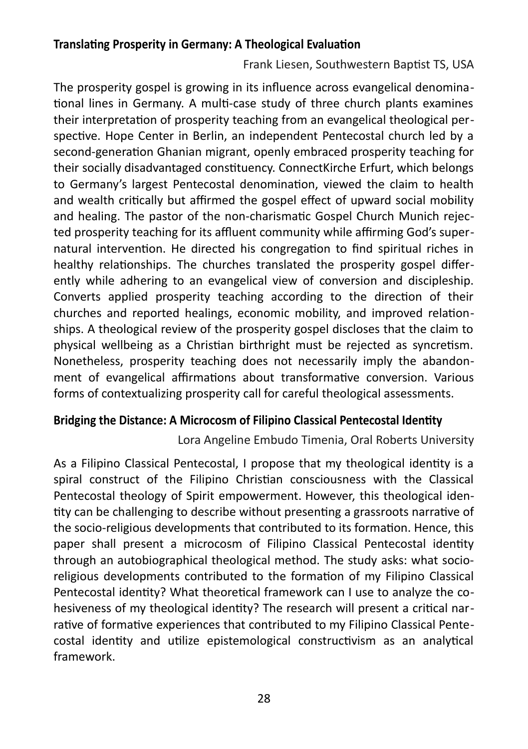### Translating Prosperity in Germany: A Theological Evaluation

Frank Liesen, Southwestern Baptist TS, USA

The prosperity gospel is growing in its influence across evangelical denominational lines in Germany. A multi-case study of three church plants examines their interpretation of prosperity teaching from an evangelical theological perspective. Hope Center in Berlin, an independent Pentecostal church led by a second-generation Ghanian migrant, openly embraced prosperity teaching for their socially disadvantaged constituency. ConnectKirche Erfurt, which belongs to Germany's largest Pentecostal denomination, viewed the claim to health and wealth critically but affirmed the gospel effect of upward social mobility and healing. The pastor of the non-charismatic Gospel Church Munich rejected prosperity teaching for its affluent community while affirming God's supernatural intervention. He directed his congregation to find spiritual riches in healthy relationships. The churches translated the prosperity gospel differently while adhering to an evangelical view of conversion and discipleship. Converts applied prosperity teaching according to the direction of their churches and reported healings, economic mobility, and improved relationships. A theological review of the prosperity gospel discloses that the claim to physical wellbeing as a Christian birthright must be rejected as syncretism. Nonetheless, prosperity teaching does not necessarily imply the abandonment of evangelical affirmations about transformative conversion. Various forms of contextualizing prosperity call for careful theological assessments.

### Bridging the Distance: A Microcosm of Filipino Classical Pentecostal Identity

Lora Angeline Embudo Timenia, Oral Roberts University

As a Filipino Classical Pentecostal, I propose that my theological identity is a spiral construct of the Filipino Christian consciousness with the Classical Pentecostal theology of Spirit empowerment. However, this theological identity can be challenging to describe without presenting a grassroots narrative of the socio-religious developments that contributed to its formation. Hence, this paper shall present a microcosm of Filipino Classical Pentecostal identity through an autobiographical theological method. The study asks: what socio-religious developments contributed to the formation of my Filipino Classical Pentecostal identity? What theoretical framework can I use to analyze the cohesiveness of my theological identity? The research will present a critical narrative of formative experiences that contributed to my Filipino Classical Pentecostal identity and utilize epistemological constructivism as an analytical framework.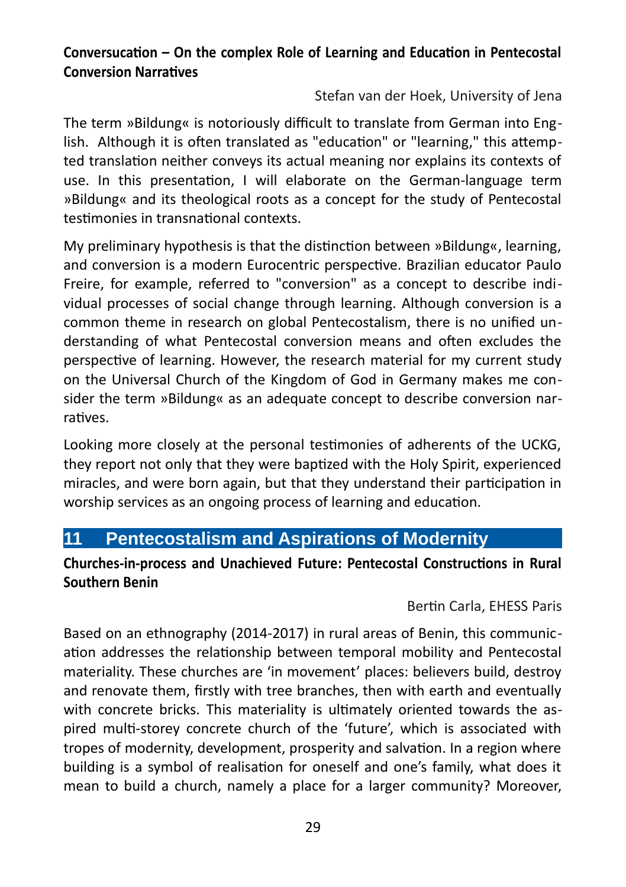**Conversucation – On the complex Role of Learning and Education in Pentecostal Conversion Narratives**

Stefan van der Hoek, University of Jena

The term »Bildung« is notoriously difficult to translate from German into English. Although it is often translated as "education" or "learning," this attempted translation neither conveys its actual meaning nor explains its contexts of use. In this presentation, I will elaborate on the German-language term »Bildung« and its theological roots as a concept for the study of Pentecostal testimonies in transnational contexts.

My preliminary hypothesis is that the distinction between »Bildung«, learning, and conversion is a modern Eurocentric perspective. Brazilian educator Paulo Freire, for example, referred to "conversion" as a concept to describe individual processes of social change through learning. Although conversion is a common theme in research on global Pentecostalism, there is no unified understanding of what Pentecostal conversion means and often excludes the perspective of learning. However, the research material for my current study on the Universal Church of the Kingdom of God in Germany makes me consider the term »Bildung« as an adequate concept to describe conversion narratives.

Looking more closely at the personal testimonies of adherents of the UCKG, they report not only that they were baptized with the Holy Spirit, experienced miracles, and were born again, but that they understand their participation in worship services as an ongoing process of learning and education.

## 11 Pentecostalism and Aspirations of Modernity

**Churches-in-process and Unachieved Future: Pentecostal Constructions in Rural Southern Benin**

Bertin Carla, EHESS Paris

Based on an ethnography (2014-2017) in rural areas of Benin, this communication addresses the relationship between temporal mobility and Pentecostal materiality. These churches are 'in movement' places: believers build, destroy and renovate them, firstly with tree branches, then with earth and eventually with concrete bricks. This materiality is ultimately oriented towards the aspired multi-storey concrete church of the 'future', which is associated with tropes of modernity, development, prosperity and salvation. In a region where building is a symbol of realisation for oneself and one's family, what does it mean to build a church, namely a place for a larger community? Moreover,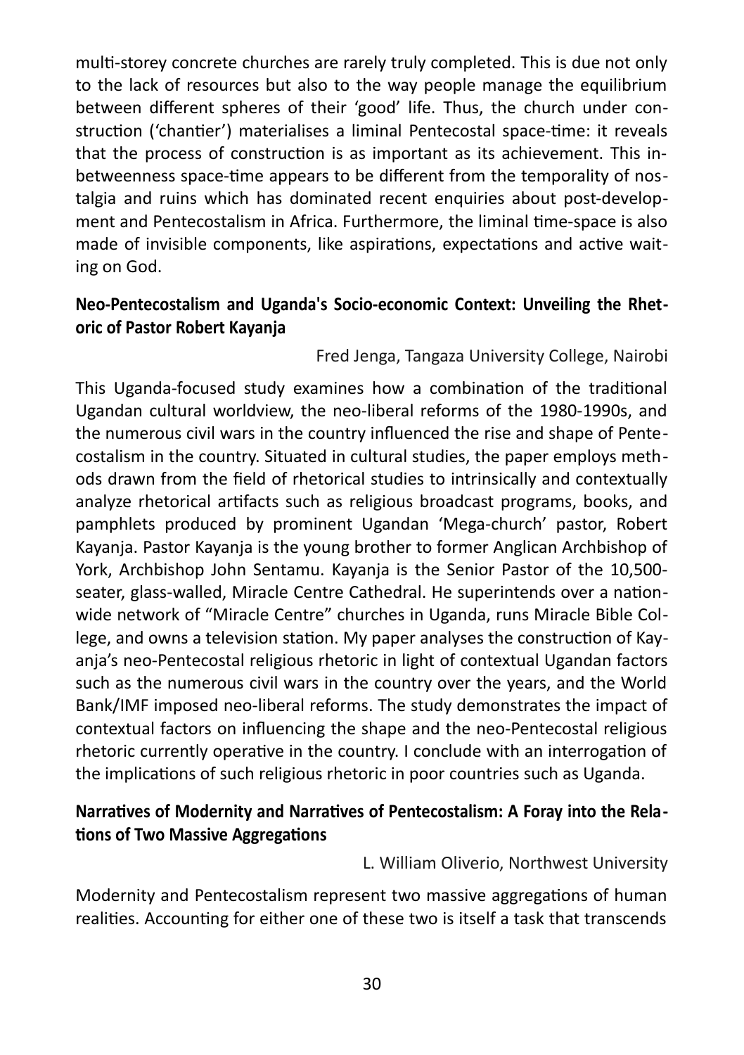multi-storey concrete churches are rarely truly completed. This is due not only to the lack of resources but also to the way people manage the equilibrium between different spheres of their 'good' life. Thus, the church under construction ('chantier') materialises a liminal Pentecostal space-time: it reveals that the process of construction is as important as its achievement. This in-betweenness space-time appears to be different from the temporality of nostalgia and ruins which has dominated recent enquiries about post-development and Pentecostalism in Africa. Furthermore, the liminal time-space is also made of invisible components, like aspirations, expectations and active waiting on God.

### Neo-Pentecostalism and Uganda's Socio-economic Context: Unveiling the Rhetoric of Pastor Robert Kayanja

Fred Jenga, Tangaza University College, Nairobi

This Uganda-focused study examines how a combination of the traditional Ugandan cultural worldview, the neo-liberal reforms of the 1980-1990s, and the numerous civil wars in the country influenced the rise and shape of Pentecostalism in the country. Situated in cultural studies, the paper employs methods drawn from the field of rhetorical studies to intrinsically and contextually analyze rhetorical artifacts such as religious broadcast programs, books, and pamphlets produced by prominent Ugandan 'Mega-church' pastor, Robert Kayanja. Pastor Kayanja is the young brother to former Anglican Archbishop of York, Archbishop John Sentamu. Kayanja is the Senior Pastor of the 10,500-seater, glass-walled, Miracle Centre Cathedral. He superintends over a nationwide network of "Miracle Centre" churches in Uganda, runs Miracle Bible College, and owns a television station. My paper analyses the construction of Kayanja's neo-Pentecostal religious rhetoric in light of contextual Ugandan factors such as the numerous civil wars in the country over the years, and the World Bank/IMF imposed neo-liberal reforms. The study demonstrates the impact of contextual factors on influencing the shape and the neo-Pentecostal religious rhetoric currently operative in the country. I conclude with an interrogation of the implications of such religious rhetoric in poor countries such as Uganda.

### Narratives of Modernity and Narratives of Pentecostalism: A Foray into the Relations of Two Massive Aggregations

L. William Oliverio, Northwest University

Modernity and Pentecostalism represent two massive aggregations of human realities. Accounting for either one of these two is itself a task that transcends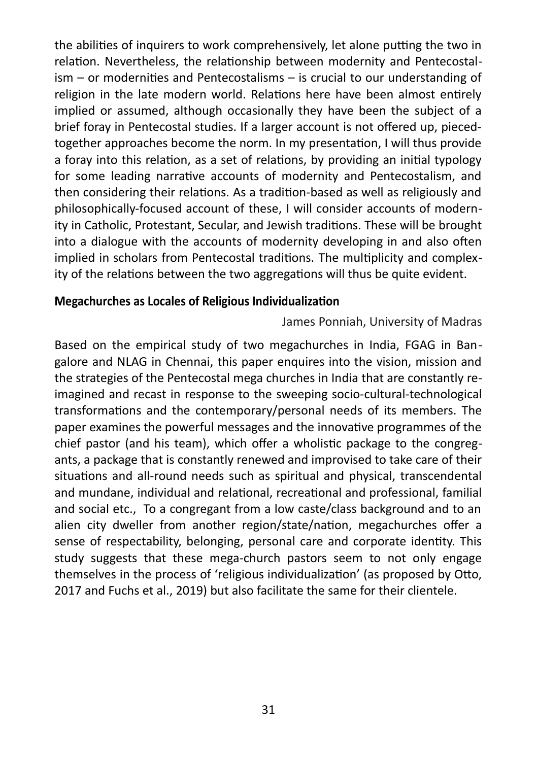the abilities of inquirers to work comprehensively, let alone putting the two in relation. Nevertheless, the relationship between modernity and Pentecostalism – or modernities and Pentecostalisms – is crucial to our understanding of religion in the late modern world. Relations here have been almost entirely implied or assumed, although occasionally they have been the subject of a brief foray in Pentecostal studies. If a larger account is not offered up, pieced-together approaches become the norm. In my presentation, I will thus provide a foray into this relation, as a set of relations, by providing an initial typology for some leading narrative accounts of modernity and Pentecostalism, and then considering their relations. As a tradition-based as well as religiously and philosophically-focused account of these, I will consider accounts of modernity in Catholic, Protestant, Secular, and Jewish traditions. These will be brought into a dialogue with the accounts of modernity developing in and also often implied in scholars from Pentecostal traditions. The multiplicity and complexity of the relations between the two aggregations will thus be quite evident.

### Megachurches as Locales of Religious Individualization

James Ponniah, University of Madras

Based on the empirical study of two megachurches in India, FGAG in Bangalore and NLAG in Chennai, this paper enquires into the vision, mission and the strategies of the Pentecostal mega churches in India that are constantly re-imagined and recast in response to the sweeping socio-cultural-technological transformations and the contemporary/personal needs of its members. The paper examines the powerful messages and the innovative programmes of the chief pastor (and his team), which offer a wholistic package to the congregants, a package that is constantly renewed and improvised to take care of their situations and all-round needs such as spiritual and physical, transcendental and mundane, individual and relational, recreational and professional, familial and social etc., To a congregant from a low caste/class background and to an alien city dweller from another region/state/nation, megachurches offer a sense of respectability, belonging, personal care and corporate identity. This study suggests that these mega-church pastors seem to not only engage themselves in the process of 'religious individualization' (as proposed by Otto, 2017 and Fuchs et al., 2019) but also facilitate the same for their clientele.